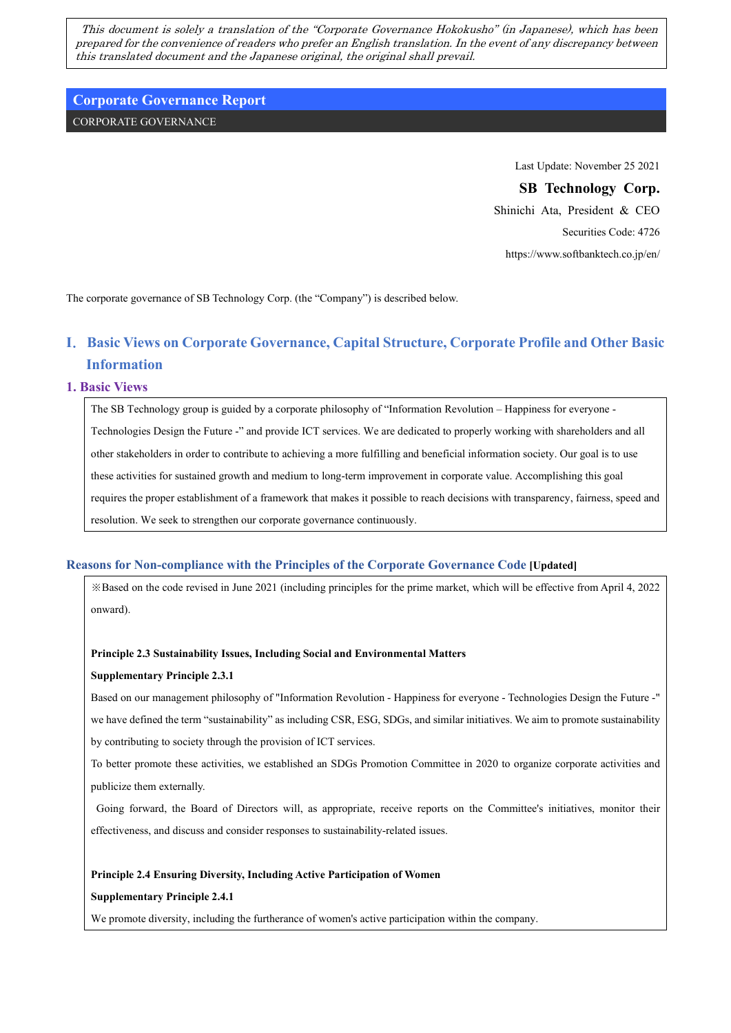*This document is solely a translation of the "Corporate Governance Hokokusho" (in Japanese), which has been prepared for the convenience of readers who prefer an English translation. In the event of any discrepancy between this translated document and the Japanese original, the original shall prevail.*

# Corporate Governance Report

CORPORATE GOVERNANCE

Last Update: November 25 2021

**SB Technology Corp.**

Shinichi Ata, President & CEO

Securities Code: 4726

https://www.softbanktech.co.jp/en/

The corporate governance of SB Technology Corp. (the "Company") is described below.

## I. Basic Views on Corporate Governance, Capital Structure, Corporate Profile and Other Basic Information

### 1. Basic Views

The SB Technology group is guided by a corporate philosophy of "Information Revolution – Happiness for everyone - Technologies Design the Future -" and provide ICT services. We are dedicated to properly working with shareholders and all other stakeholders in order to contribute to achieving a more fulfilling and beneficial information society. Our goal is to use these activities for sustained growth and medium to long-term improvement in corporate value. Accomplishing this goal requires the proper establishment of a framework that makes it possible to reach decisions with transparency, fairness, speed and resolution. We seek to strengthen our corporate governance continuously.

### Reasons for Non-compliance with the Principles of the Corporate Governance Code **[Updated]**

※Based on the code revised in June 2021 (including principles for the prime market, which will be effective from April 4, 2022 onward).

**Principle 2.3 Sustainability Issues, Including Social and Environmental Matters**

**Supplementary Principle 2.3.1**

Based on our management philosophy of "Information Revolution - Happiness for everyone - Technologies Design the Future -" we have defined the term "sustainability" as including CSR, ESG, SDGs, and similar initiatives. We aim to promote sustainability by contributing to society through the provision of ICT services.

To better promote these activities, we established an SDGs Promotion Committee in 2020 to organize corporate activities and publicize them externally.

Going forward, the Board of Directors will, as appropriate, receive reports on the Committee's initiatives, monitor their effectiveness, and discuss and consider responses to sustainability-related issues.

**Principle 2.4 Ensuring Diversity, Including Active Participation of Women**

**Supplementary Principle 2.4.1**

We promote diversity, including the furtherance of women's active participation within the company.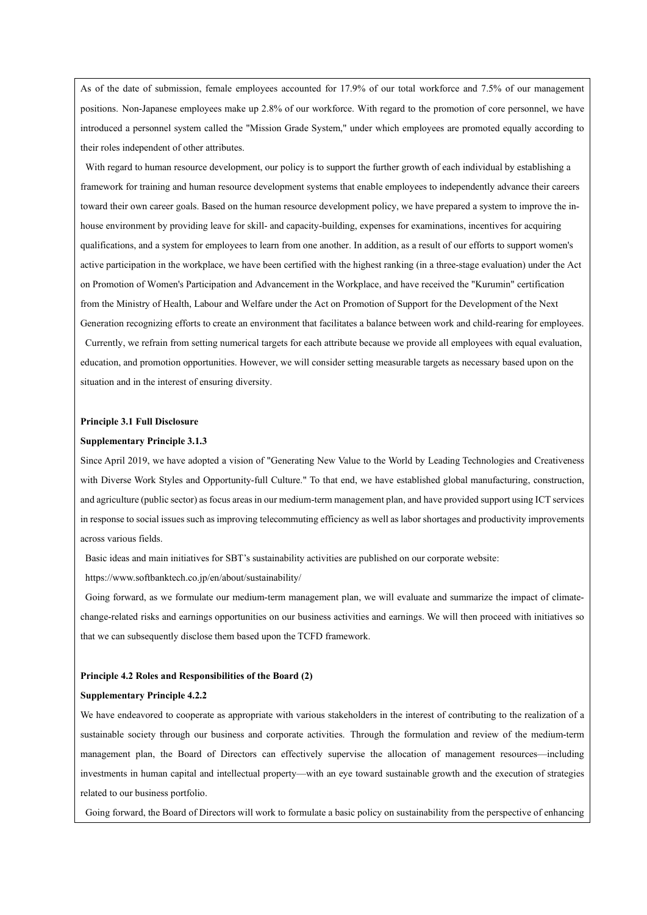As of the date of submission, female employees accounted for 17.9% of our total workforce and 7.5% of our management positions. Non-Japanese employees make up 2.8% of our workforce. With regard to the promotion of core personnel, we have introduced a personnel system called the "Mission Grade System," under which employees are promoted equally according to their roles independent of other attributes.

With regard to human resource development, our policy is to support the further growth of each individual by establishing a framework for training and human resource development systems that enable employees to independently advance their careers toward their own career goals. Based on the human resource development policy, we have prepared a system to improve the in-house environment by providing leave for skill- and capacity-building, expenses for examinations, incentives for acquiring qualifications, and a system for employees to learn from one another. In addition, as a result of our efforts to support women's active participation in the workplace, we have been certified with the highest ranking (in a three-stage evaluation) under the Act on Promotion of Women's Participation and Advancement in the Workplace, and have received the "Kurumin" certification from the Ministry of Health, Labour and Welfare under the Act on Promotion of Support for the Development of the Next Generation recognizing efforts to create an environment that facilitates a balance between work and child-rearing for employees.

Currently, we refrain from setting numerical targets for each attribute because we provide all employees with equal evaluation, education, and promotion opportunities. However, we will consider setting measurable targets as necessary based upon on the situation and in the interest of ensuring diversity.

**Principle 3.1 Full Disclosure**

**Supplementary Principle 3.1.3**

Since April 2019, we have adopted a vision of "Generating New Value to the World by Leading Technologies and Creativeness with Diverse Work Styles and Opportunity-full Culture." To that end, we have established global manufacturing, construction, and agriculture (public sector) as focus areas in our medium-term management plan, and have provided support using ICT services in response to social issues such as improving telecommuting efficiency as well as labor shortages and productivity improvements across various fields.

Basic ideas and main initiatives for SBT's sustainability activities are published on our corporate website:

https://www.softbanktech.co.jp/en/about/sustainability/

Going forward, as we formulate our medium-term management plan, we will evaluate and summarize the impact of climate-change-related risks and earnings opportunities on our business activities and earnings. We will then proceed with initiatives so that we can subsequently disclose them based upon the TCFD framework.

**Principle 4.2 Roles and Responsibilities of the Board (2)**

**Supplementary Principle 4.2.2**

We have endeavored to cooperate as appropriate with various stakeholders in the interest of contributing to the realization of a sustainable society through our business and corporate activities. Through the formulation and review of the medium-term management plan, the Board of Directors can effectively supervise the allocation of management resources—including investments in human capital and intellectual property—with an eye toward sustainable growth and the execution of strategies related to our business portfolio.

Going forward, the Board of Directors will work to formulate a basic policy on sustainability from the perspective of enhancing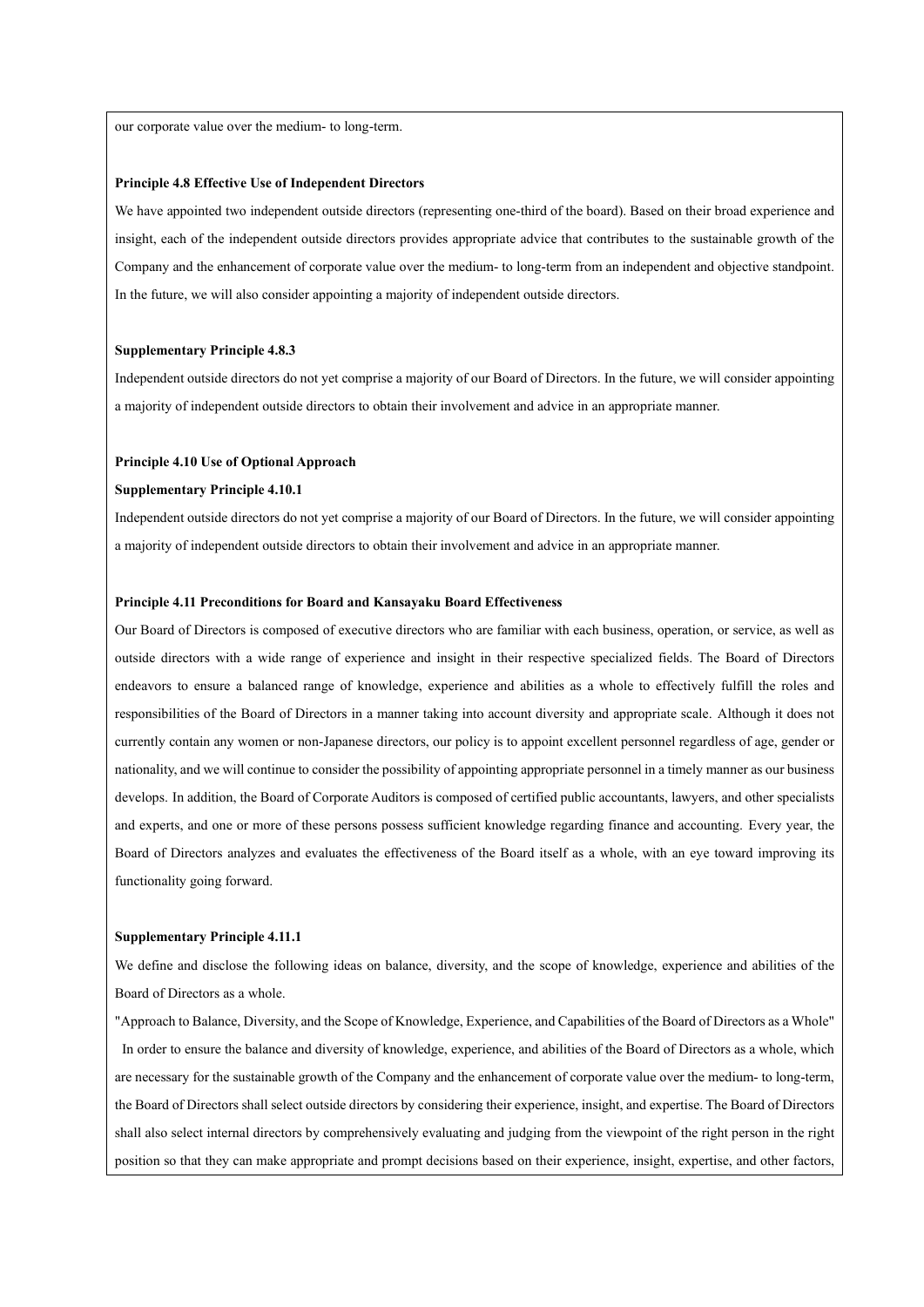our corporate value over the medium- to long-term.

**Principle 4.8 Effective Use of Independent Directors**

We have appointed two independent outside directors (representing one-third of the board). Based on their broad experience and insight, each of the independent outside directors provides appropriate advice that contributes to the sustainable growth of the Company and the enhancement of corporate value over the medium- to long-term from an independent and objective standpoint. In the future, we will also consider appointing a majority of independent outside directors.

**Supplementary Principle 4.8.3**

Independent outside directors do not yet comprise a majority of our Board of Directors. In the future, we will consider appointing a majority of independent outside directors to obtain their involvement and advice in an appropriate manner.

**Principle 4.10 Use of Optional Approach**

**Supplementary Principle 4.10.1**

Independent outside directors do not yet comprise a majority of our Board of Directors. In the future, we will consider appointing a majority of independent outside directors to obtain their involvement and advice in an appropriate manner.

**Principle 4.11 Preconditions for Board and Kansayaku Board Effectiveness**

Our Board of Directors is composed of executive directors who are familiar with each business, operation, or service, as well as outside directors with a wide range of experience and insight in their respective specialized fields. The Board of Directors endeavors to ensure a balanced range of knowledge, experience and abilities as a whole to effectively fulfill the roles and responsibilities of the Board of Directors in a manner taking into account diversity and appropriate scale. Although it does not currently contain any women or non-Japanese directors, our policy is to appoint excellent personnel regardless of age, gender or nationality, and we will continue to consider the possibility of appointing appropriate personnel in a timely manner as our business develops. In addition, the Board of Corporate Auditors is composed of certified public accountants, lawyers, and other specialists and experts, and one or more of these persons possess sufficient knowledge regarding finance and accounting. Every year, the Board of Directors analyzes and evaluates the effectiveness of the Board itself as a whole, with an eye toward improving its functionality going forward.

**Supplementary Principle 4.11.1**

We define and disclose the following ideas on balance, diversity, and the scope of knowledge, experience and abilities of the Board of Directors as a whole.

"Approach to Balance, Diversity, and the Scope of Knowledge, Experience, and Capabilities of the Board of Directors as a Whole"

In order to ensure the balance and diversity of knowledge, experience, and abilities of the Board of Directors as a whole, which are necessary for the sustainable growth of the Company and the enhancement of corporate value over the medium- to long-term, the Board of Directors shall select outside directors by considering their experience, insight, and expertise. The Board of Directors shall also select internal directors by comprehensively evaluating and judging from the viewpoint of the right person in the right position so that they can make appropriate and prompt decisions based on their experience, insight, expertise, and other factors,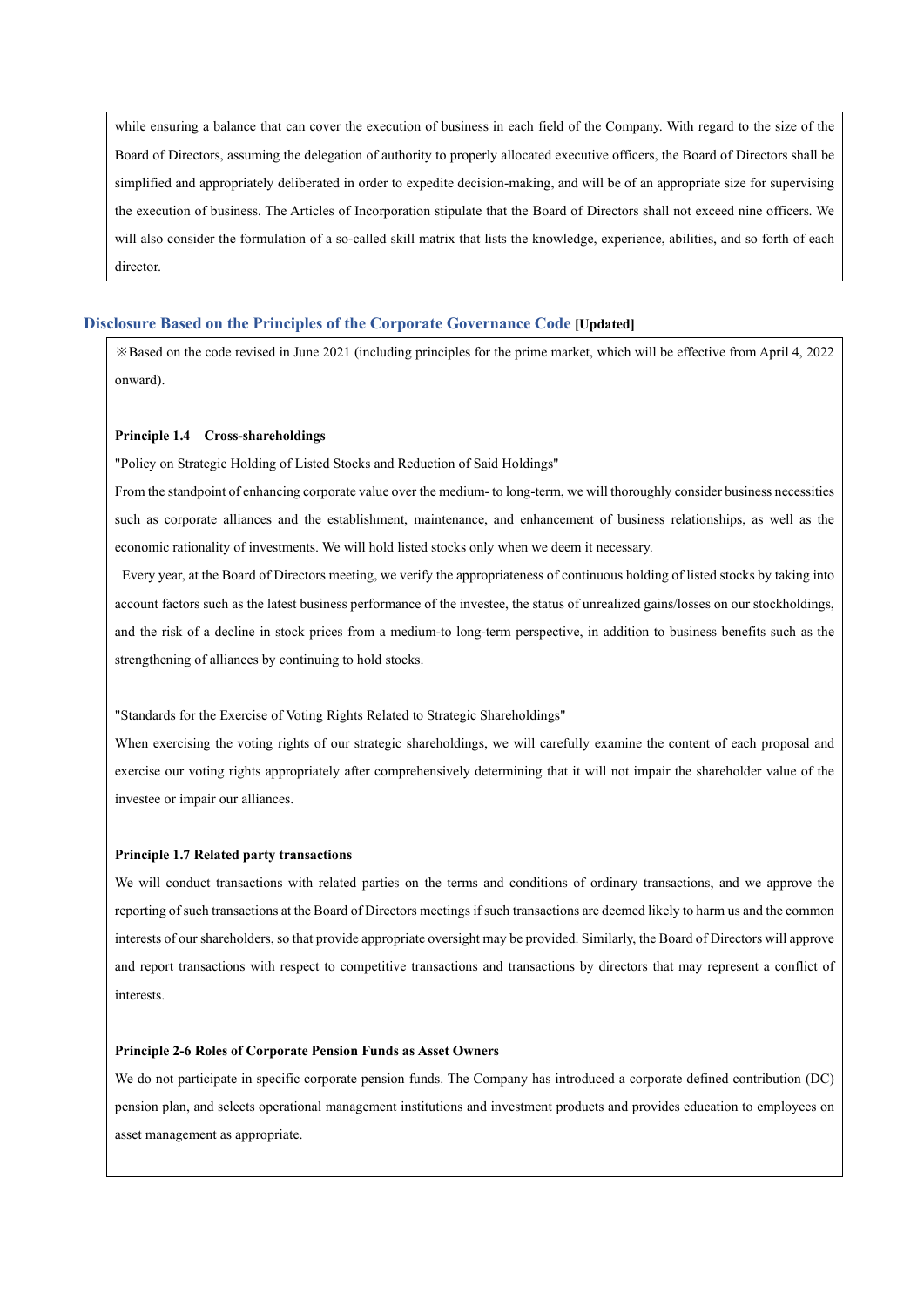while ensuring a balance that can cover the execution of business in each field of the Company. With regard to the size of the Board of Directors, assuming the delegation of authority to properly allocated executive officers, the Board of Directors shall be simplified and appropriately deliberated in order to expedite decision-making, and will be of an appropriate size for supervising the execution of business. The Articles of Incorporation stipulate that the Board of Directors shall not exceed nine officers. We will also consider the formulation of a so-called skill matrix that lists the knowledge, experience, abilities, and so forth of each director.

## Disclosure Based on the Principles of the Corporate Governance Code **[Updated]**

※Based on the code revised in June 2021 (including principles for the prime market, which will be effective from April 4, 2022 onward).

**Principle 1.4　Cross-shareholdings**

"Policy on Strategic Holding of Listed Stocks and Reduction of Said Holdings"

From the standpoint of enhancing corporate value over the medium- to long-term, we will thoroughly consider business necessities such as corporate alliances and the establishment, maintenance, and enhancement of business relationships, as well as the economic rationality of investments. We will hold listed stocks only when we deem it necessary.

Every year, at the Board of Directors meeting, we verify the appropriateness of continuous holding of listed stocks by taking into account factors such as the latest business performance of the investee, the status of unrealized gains/losses on our stockholdings, and the risk of a decline in stock prices from a medium-to long-term perspective, in addition to business benefits such as the strengthening of alliances by continuing to hold stocks.

"Standards for the Exercise of Voting Rights Related to Strategic Shareholdings"

When exercising the voting rights of our strategic shareholdings, we will carefully examine the content of each proposal and exercise our voting rights appropriately after comprehensively determining that it will not impair the shareholder value of the investee or impair our alliances.

**Principle 1.7 Related party transactions**

We will conduct transactions with related parties on the terms and conditions of ordinary transactions, and we approve the reporting of such transactions at the Board of Directors meetings if such transactions are deemed likely to harm us and the common interests of our shareholders, so that provide appropriate oversight may be provided. Similarly, the Board of Directors will approve and report transactions with respect to competitive transactions and transactions by directors that may represent a conflict of interests.

**Principle 2-6 Roles of Corporate Pension Funds as Asset Owners**

We do not participate in specific corporate pension funds. The Company has introduced a corporate defined contribution (DC) pension plan, and selects operational management institutions and investment products and provides education to employees on asset management as appropriate.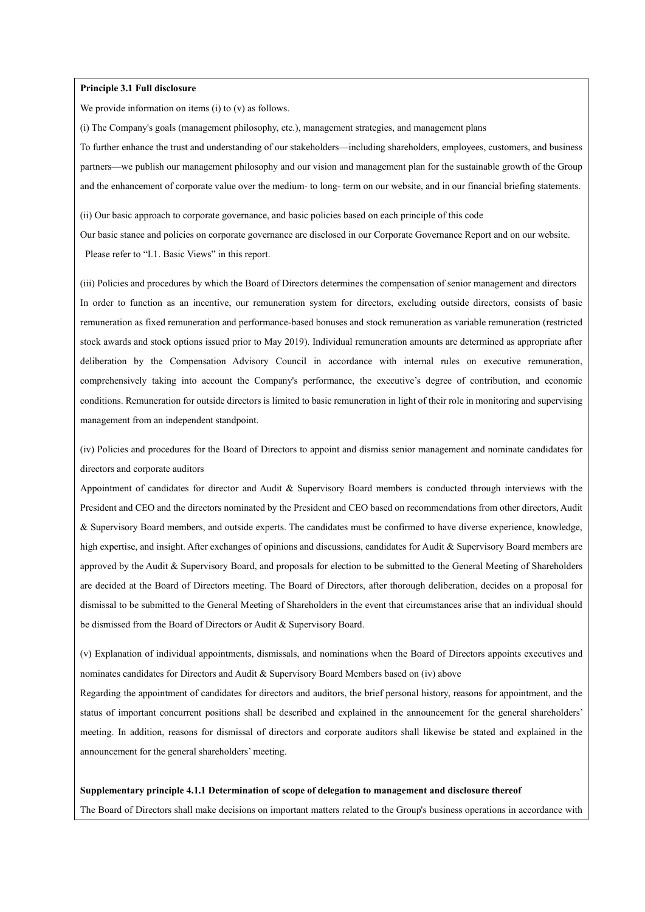**Principle 3.1 Full disclosure**

We provide information on items (i) to (v) as follows.

(i) The Company's goals (management philosophy, etc.), management strategies, and management plans

To further enhance the trust and understanding of our stakeholders—including shareholders, employees, customers, and business partners—we publish our management philosophy and our vision and management plan for the sustainable growth of the Group and the enhancement of corporate value over the medium- to long- term on our website, and in our financial briefing statements.

(ii) Our basic approach to corporate governance, and basic policies based on each principle of this code

Our basic stance and policies on corporate governance are disclosed in our Corporate Governance Report and on our website. Please refer to "I.1. Basic Views" in this report.

(iii) Policies and procedures by which the Board of Directors determines the compensation of senior management and directors

In order to function as an incentive, our remuneration system for directors, excluding outside directors, consists of basic remuneration as fixed remuneration and performance-based bonuses and stock remuneration as variable remuneration (restricted stock awards and stock options issued prior to May 2019). Individual remuneration amounts are determined as appropriate after deliberation by the Compensation Advisory Council in accordance with internal rules on executive remuneration, comprehensively taking into account the Company's performance, the executive's degree of contribution, and economic conditions. Remuneration for outside directors is limited to basic remuneration in light of their role in monitoring and supervising management from an independent standpoint.

(iv) Policies and procedures for the Board of Directors to appoint and dismiss senior management and nominate candidates for directors and corporate auditors

Appointment of candidates for director and Audit & Supervisory Board members is conducted through interviews with the President and CEO and the directors nominated by the President and CEO based on recommendations from other directors, Audit & Supervisory Board members, and outside experts. The candidates must be confirmed to have diverse experience, knowledge, high expertise, and insight. After exchanges of opinions and discussions, candidates for Audit & Supervisory Board members are approved by the Audit & Supervisory Board, and proposals for election to be submitted to the General Meeting of Shareholders are decided at the Board of Directors meeting. The Board of Directors, after thorough deliberation, decides on a proposal for dismissal to be submitted to the General Meeting of Shareholders in the event that circumstances arise that an individual should be dismissed from the Board of Directors or Audit & Supervisory Board.

(v) Explanation of individual appointments, dismissals, and nominations when the Board of Directors appoints executives and nominates candidates for Directors and Audit & Supervisory Board Members based on (iv) above

Regarding the appointment of candidates for directors and auditors, the brief personal history, reasons for appointment, and the status of important concurrent positions shall be described and explained in the announcement for the general shareholders' meeting. In addition, reasons for dismissal of directors and corporate auditors shall likewise be stated and explained in the announcement for the general shareholders' meeting.

**Supplementary principle 4.1.1 Determination of scope of delegation to management and disclosure thereof**

The Board of Directors shall make decisions on important matters related to the Group's business operations in accordance with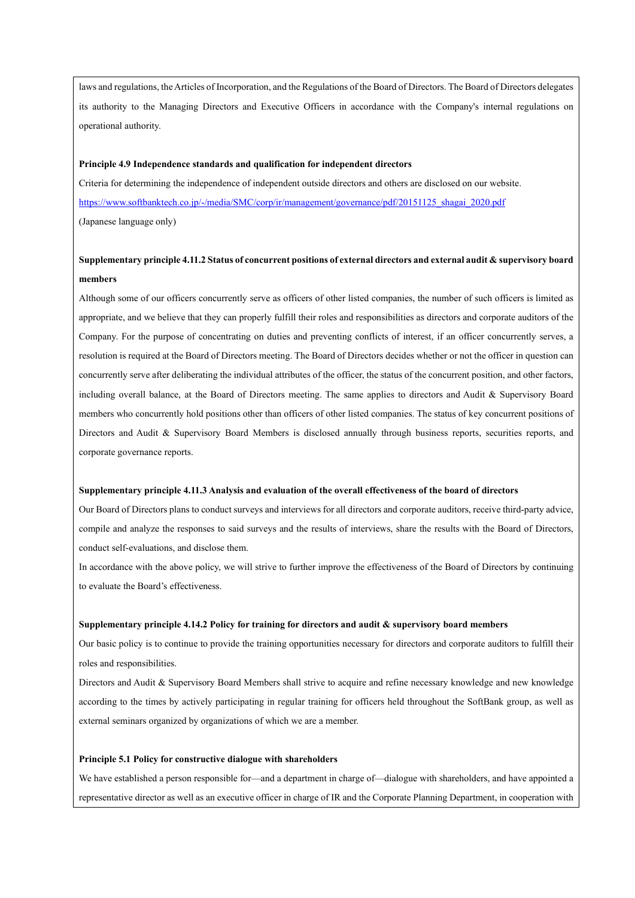laws and regulations, the Articles of Incorporation, and the Regulations of the Board of Directors. The Board of Directors delegates its authority to the Managing Directors and Executive Officers in accordance with the Company's internal regulations on operational authority.

**Principle 4.9 Independence standards and qualification for independent directors**

Criteria for determining the independence of independent outside directors and others are disclosed on our website.
https://www.softbanktech.co.jp/-/media/SMC/corp/ir/management/governance/pdf/20151125_shagai_2020.pdf
(Japanese language only)

**Supplementary principle 4.11.2 Status of concurrent positions of external directors and external audit & supervisory board members**

Although some of our officers concurrently serve as officers of other listed companies, the number of such officers is limited as appropriate, and we believe that they can properly fulfill their roles and responsibilities as directors and corporate auditors of the Company. For the purpose of concentrating on duties and preventing conflicts of interest, if an officer concurrently serves, a resolution is required at the Board of Directors meeting. The Board of Directors decides whether or not the officer in question can concurrently serve after deliberating the individual attributes of the officer, the status of the concurrent position, and other factors, including overall balance, at the Board of Directors meeting. The same applies to directors and Audit & Supervisory Board members who concurrently hold positions other than officers of other listed companies. The status of key concurrent positions of Directors and Audit & Supervisory Board Members is disclosed annually through business reports, securities reports, and corporate governance reports.

**Supplementary principle 4.11.3 Analysis and evaluation of the overall effectiveness of the board of directors**

Our Board of Directors plans to conduct surveys and interviews for all directors and corporate auditors, receive third-party advice, compile and analyze the responses to said surveys and the results of interviews, share the results with the Board of Directors, conduct self-evaluations, and disclose them.

In accordance with the above policy, we will strive to further improve the effectiveness of the Board of Directors by continuing to evaluate the Board's effectiveness.

**Supplementary principle 4.14.2 Policy for training for directors and audit & supervisory board members**

Our basic policy is to continue to provide the training opportunities necessary for directors and corporate auditors to fulfill their roles and responsibilities.

Directors and Audit & Supervisory Board Members shall strive to acquire and refine necessary knowledge and new knowledge according to the times by actively participating in regular training for officers held throughout the SoftBank group, as well as external seminars organized by organizations of which we are a member.

**Principle 5.1 Policy for constructive dialogue with shareholders**

We have established a person responsible for—and a department in charge of—dialogue with shareholders, and have appointed a representative director as well as an executive officer in charge of IR and the Corporate Planning Department, in cooperation with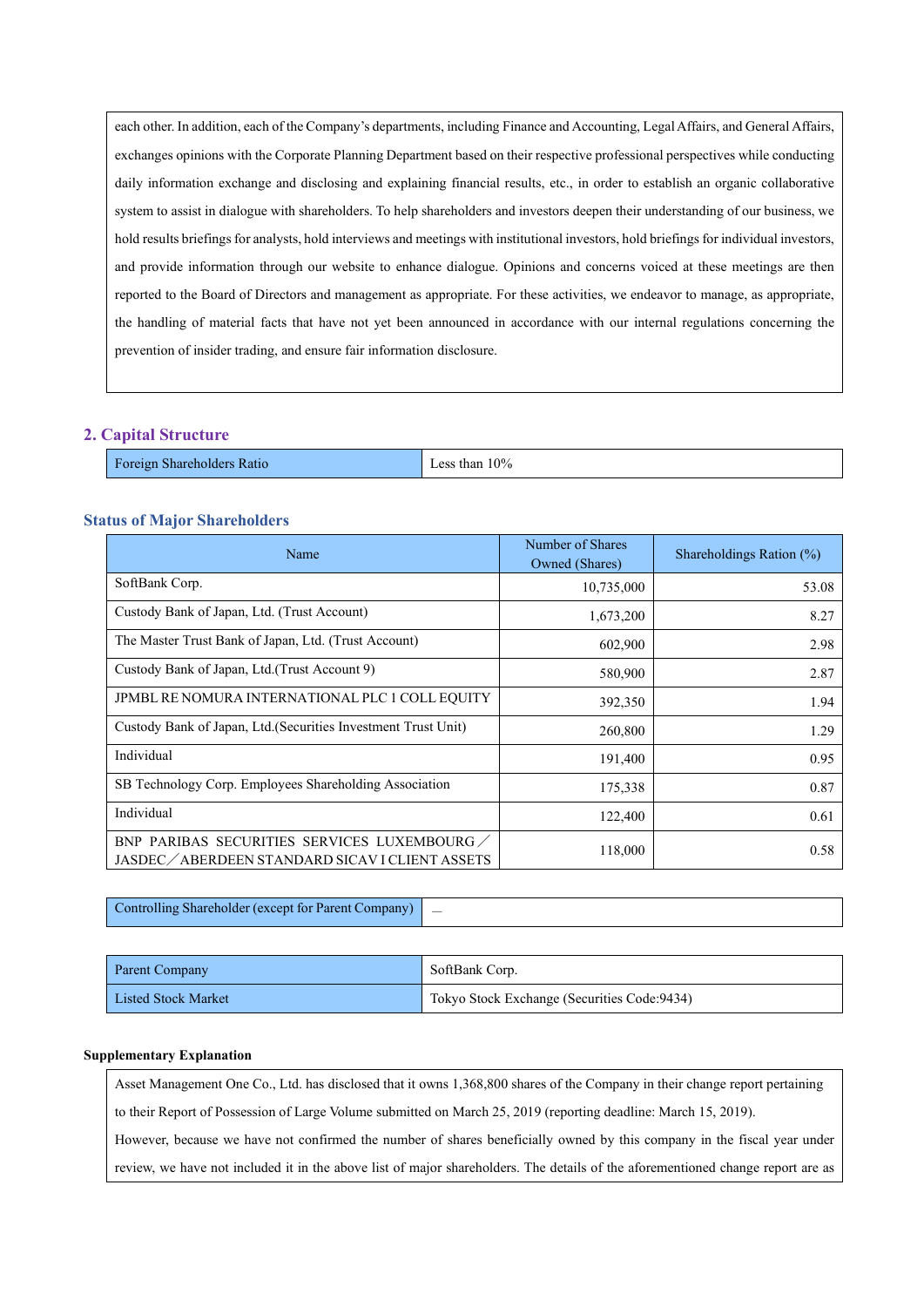each other. In addition, each of the Company's departments, including Finance and Accounting, Legal Affairs, and General Affairs, exchanges opinions with the Corporate Planning Department based on their respective professional perspectives while conducting daily information exchange and disclosing and explaining financial results, etc., in order to establish an organic collaborative system to assist in dialogue with shareholders. To help shareholders and investors deepen their understanding of our business, we hold results briefings for analysts, hold interviews and meetings with institutional investors, hold briefings for individual investors, and provide information through our website to enhance dialogue. Opinions and concerns voiced at these meetings are then reported to the Board of Directors and management as appropriate. For these activities, we endeavor to manage, as appropriate, the handling of material facts that have not yet been announced in accordance with our internal regulations concerning the prevention of insider trading, and ensure fair information disclosure.

## 2. Capital Structure

| Foreign Shareholders Ratio | Less than 10% |
|---|---|

### Status of Major Shareholders

| Name | Number of Shares Owned (Shares) | Shareholdings Ration (%) |
|---|---|---|
| SoftBank Corp. | 10,735,000 | 53.08 |
| Custody Bank of Japan, Ltd. (Trust Account) | 1,673,200 | 8.27 |
| The Master Trust Bank of Japan, Ltd. (Trust Account) | 602,900 | 2.98 |
| Custody Bank of Japan, Ltd.(Trust Account 9) | 580,900 | 2.87 |
| JPMBL RE NOMURA INTERNATIONAL PLC 1 COLL EQUITY | 392,350 | 1.94 |
| Custody Bank of Japan, Ltd.(Securities Investment Trust Unit) | 260,800 | 1.29 |
| Individual | 191,400 | 0.95 |
| SB Technology Corp. Employees Shareholding Association | 175,338 | 0.87 |
| Individual | 122,400 | 0.61 |
| BNP PARIBAS SECURITIES SERVICES LUXEMBOURG／JASDEC／ABERDEEN STANDARD SICAV I CLIENT ASSETS | 118,000 | 0.58 |

| Controlling Shareholder (except for Parent Company) | — |
|---|---|

| Parent Company | SoftBank Corp. |
|---|---|
| Listed Stock Market | Tokyo Stock Exchange (Securities Code:9434) |

**Supplementary Explanation**

Asset Management One Co., Ltd. has disclosed that it owns 1,368,800 shares of the Company in their change report pertaining to their Report of Possession of Large Volume submitted on March 25, 2019 (reporting deadline: March 15, 2019).

However, because we have not confirmed the number of shares beneficially owned by this company in the fiscal year under review, we have not included it in the above list of major shareholders. The details of the aforementioned change report are as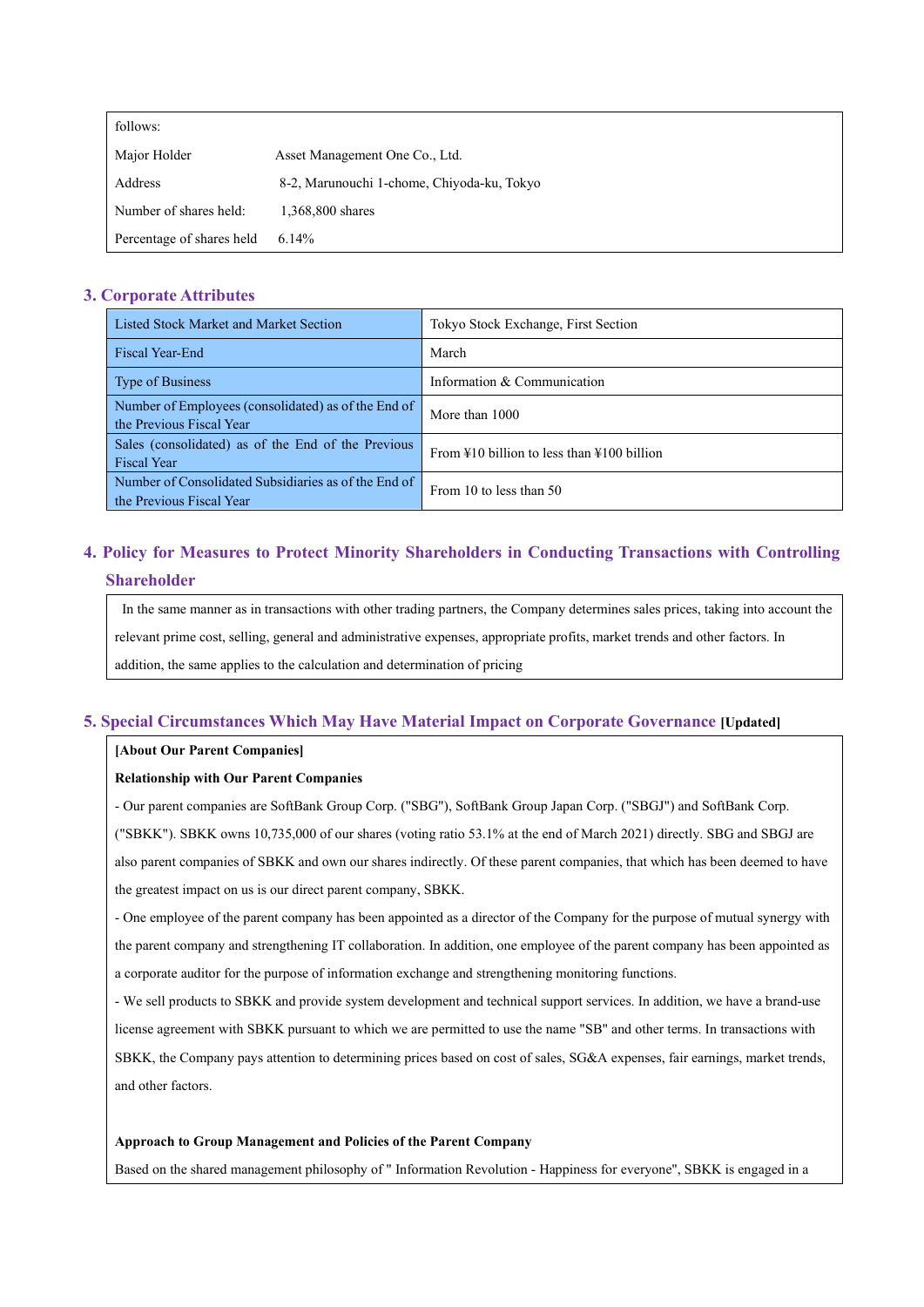| follows: | |
|---|---|
| Major Holder | Asset Management One Co., Ltd. |
| Address | 8-2, Marunouchi 1-chome, Chiyoda-ku, Tokyo |
| Number of shares held: | 1,368,800 shares |
| Percentage of shares held | 6.14% |

## 3. Corporate Attributes

| Listed Stock Market and Market Section | Tokyo Stock Exchange, First Section |
|---|---|
| Fiscal Year-End | March |
| Type of Business | Information & Communication |
| Number of Employees (consolidated) as of the End of the Previous Fiscal Year | More than 1000 |
| Sales (consolidated) as of the End of the Previous Fiscal Year | From ¥10 billion to less than ¥100 billion |
| Number of Consolidated Subsidiaries as of the End of the Previous Fiscal Year | From 10 to less than 50 |

## 4. Policy for Measures to Protect Minority Shareholders in Conducting Transactions with Controlling Shareholder

In the same manner as in transactions with other trading partners, the Company determines sales prices, taking into account the relevant prime cost, selling, general and administrative expenses, appropriate profits, market trends and other factors. In addition, the same applies to the calculation and determination of pricing

## 5. Special Circumstances Which May Have Material Impact on Corporate Governance [Updated]

**[About Our Parent Companies]**

**Relationship with Our Parent Companies**

- Our parent companies are SoftBank Group Corp. ("SBG"), SoftBank Group Japan Corp. ("SBGJ") and SoftBank Corp. ("SBKK"). SBKK owns 10,735,000 of our shares (voting ratio 53.1% at the end of March 2021) directly. SBG and SBGJ are also parent companies of SBKK and own our shares indirectly. Of these parent companies, that which has been deemed to have the greatest impact on us is our direct parent company, SBKK.
- One employee of the parent company has been appointed as a director of the Company for the purpose of mutual synergy with the parent company and strengthening IT collaboration. In addition, one employee of the parent company has been appointed as a corporate auditor for the purpose of information exchange and strengthening monitoring functions.
- We sell products to SBKK and provide system development and technical support services. In addition, we have a brand-use license agreement with SBKK pursuant to which we are permitted to use the name "SB" and other terms. In transactions with SBKK, the Company pays attention to determining prices based on cost of sales, SG&A expenses, fair earnings, market trends, and other factors.

**Approach to Group Management and Policies of the Parent Company**

Based on the shared management philosophy of " Information Revolution - Happiness for everyone", SBKK is engaged in a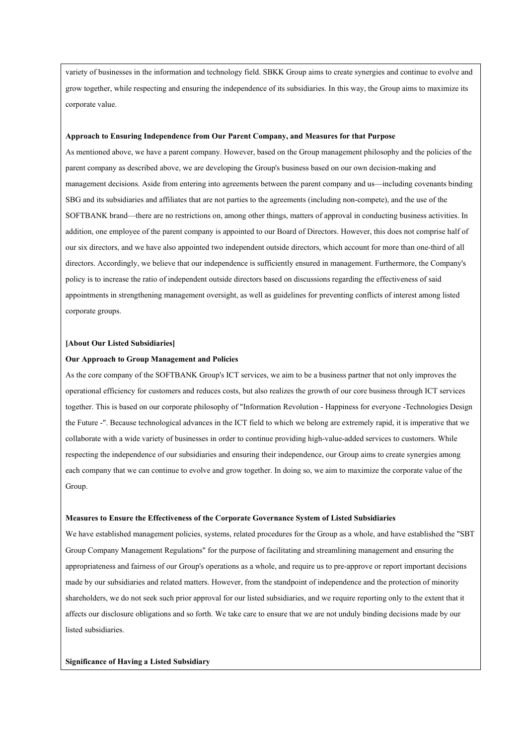variety of businesses in the information and technology field. SBKK Group aims to create synergies and continue to evolve and grow together, while respecting and ensuring the independence of its subsidiaries. In this way, the Group aims to maximize its corporate value.

**Approach to Ensuring Independence from Our Parent Company, and Measures for that Purpose**

As mentioned above, we have a parent company. However, based on the Group management philosophy and the policies of the parent company as described above, we are developing the Group's business based on our own decision-making and management decisions. Aside from entering into agreements between the parent company and us—including covenants binding SBG and its subsidiaries and affiliates that are not parties to the agreements (including non-compete), and the use of the SOFTBANK brand—there are no restrictions on, among other things, matters of approval in conducting business activities. In addition, one employee of the parent company is appointed to our Board of Directors. However, this does not comprise half of our six directors, and we have also appointed two independent outside directors, which account for more than one-third of all directors. Accordingly, we believe that our independence is sufficiently ensured in management. Furthermore, the Company's policy is to increase the ratio of independent outside directors based on discussions regarding the effectiveness of said appointments in strengthening management oversight, as well as guidelines for preventing conflicts of interest among listed corporate groups.

**[About Our Listed Subsidiaries]**

**Our Approach to Group Management and Policies**

As the core company of the SOFTBANK Group's ICT services, we aim to be a business partner that not only improves the operational efficiency for customers and reduces costs, but also realizes the growth of our core business through ICT services together. This is based on our corporate philosophy of "Information Revolution - Happiness for everyone -Technologies Design the Future -". Because technological advances in the ICT field to which we belong are extremely rapid, it is imperative that we collaborate with a wide variety of businesses in order to continue providing high-value-added services to customers. While respecting the independence of our subsidiaries and ensuring their independence, our Group aims to create synergies among each company that we can continue to evolve and grow together. In doing so, we aim to maximize the corporate value of the Group.

**Measures to Ensure the Effectiveness of the Corporate Governance System of Listed Subsidiaries**

We have established management policies, systems, related procedures for the Group as a whole, and have established the "SBT Group Company Management Regulations" for the purpose of facilitating and streamlining management and ensuring the appropriateness and fairness of our Group's operations as a whole, and require us to pre-approve or report important decisions made by our subsidiaries and related matters. However, from the standpoint of independence and the protection of minority shareholders, we do not seek such prior approval for our listed subsidiaries, and we require reporting only to the extent that it affects our disclosure obligations and so forth. We take care to ensure that we are not unduly binding decisions made by our listed subsidiaries.

**Significance of Having a Listed Subsidiary**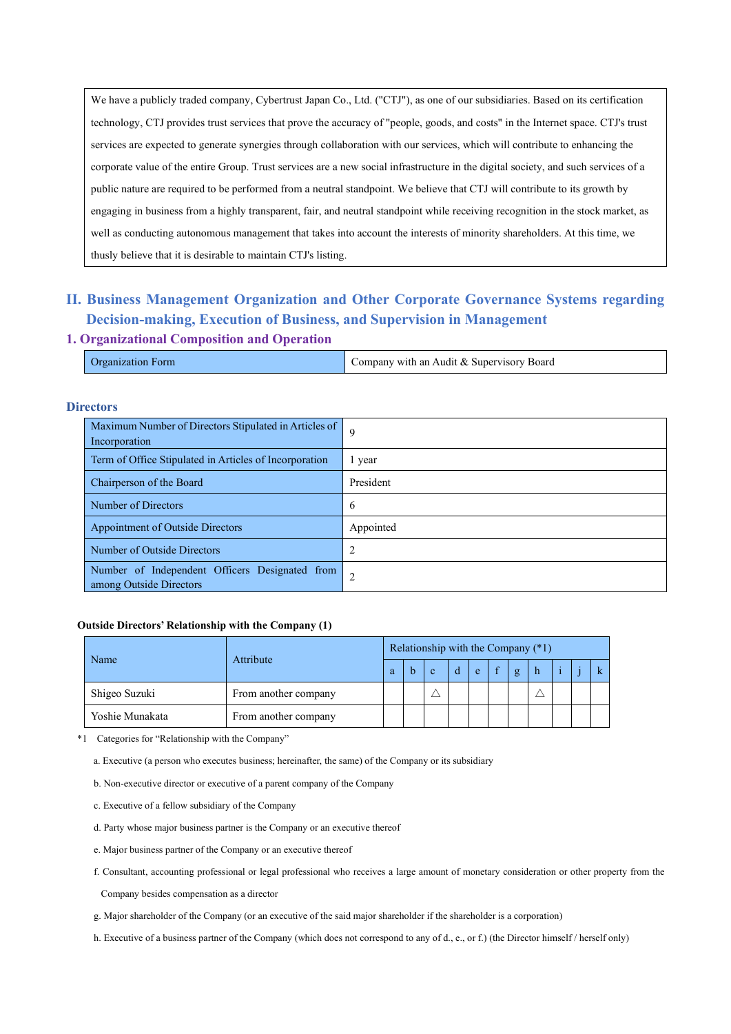| We have a publicly traded company, Cybertrust Japan Co., Ltd. ("CTJ"), as one of our subsidiaries. Based on its certification technology, CTJ provides trust services that prove the accuracy of "people, goods, and costs" in the Internet space. CTJ's trust services are expected to generate synergies through collaboration with our services, which will contribute to enhancing the corporate value of the entire Group. Trust services are a new social infrastructure in the digital society, and such services of a public nature are required to be performed from a neutral standpoint. We believe that CTJ will contribute to its growth by engaging in business from a highly transparent, fair, and neutral standpoint while receiving recognition in the stock market, as well as conducting autonomous management that takes into account the interests of minority shareholders. At this time, we thusly believe that it is desirable to maintain CTJ's listing. |
|---|

## II. Business Management Organization and Other Corporate Governance Systems regarding Decision-making, Execution of Business, and Supervision in Management

### 1. Organizational Composition and Operation

| Organization Form | Company with an Audit & Supervisory Board |
|---|---|

#### Directors

| Maximum Number of Directors Stipulated in Articles of Incorporation | 9 |
|---|---|
| Term of Office Stipulated in Articles of Incorporation | 1 year |
| Chairperson of the Board | President |
| Number of Directors | 6 |
| Appointment of Outside Directors | Appointed |
| Number of Outside Directors | 2 |
| Number of Independent Officers Designated from among Outside Directors | 2 |

**Outside Directors' Relationship with the Company (1)**

| Name | Attribute | Relationship with the Company (*1) | | | | | | | | | | |
|---|---|---|---|---|---|---|---|---|---|---|---|---|
| | | a | b | c | d | e | f | g | h | i | j | k |
| Shigeo Suzuki | From another company | | | △ | | | | | △ | | | |
| Yoshie Munakata | From another company | | | | | | | | | | | |

*1 Categories for "Relationship with the Company"

a. Executive (a person who executes business; hereinafter, the same) of the Company or its subsidiary

b. Non-executive director or executive of a parent company of the Company

c. Executive of a fellow subsidiary of the Company

d. Party whose major business partner is the Company or an executive thereof

e. Major business partner of the Company or an executive thereof

f. Consultant, accounting professional or legal professional who receives a large amount of monetary consideration or other property from the Company besides compensation as a director

g. Major shareholder of the Company (or an executive of the said major shareholder if the shareholder is a corporation)

h. Executive of a business partner of the Company (which does not correspond to any of d., e., or f.) (the Director himself / herself only)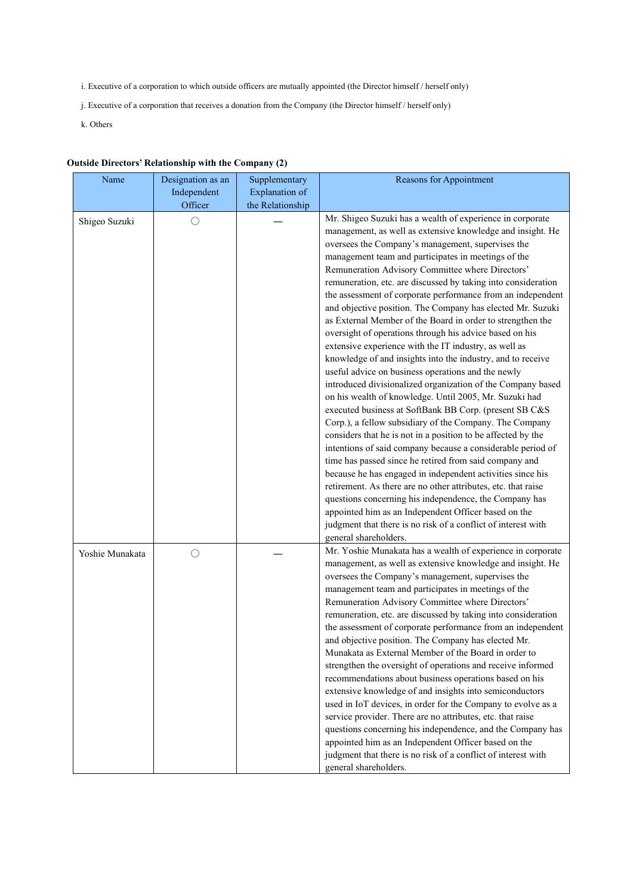i. Executive of a corporation to which outside officers are mutually appointed (the Director himself / herself only)

j. Executive of a corporation that receives a donation from the Company (the Director himself / herself only)

k. Others

**Outside Directors' Relationship with the Company (2)**

| Name | Designation as an Independent Officer | Supplementary Explanation of the Relationship | Reasons for Appointment |
|---|---|---|---|
| Shigeo Suzuki | ○ | — | Mr. Shigeo Suzuki has a wealth of experience in corporate management, as well as extensive knowledge and insight. He oversees the Company's management, supervises the management team and participates in meetings of the Remuneration Advisory Committee where Directors' remuneration, etc. are discussed by taking into consideration the assessment of corporate performance from an independent and objective position. The Company has elected Mr. Suzuki as External Member of the Board in order to strengthen the oversight of operations through his advice based on his extensive experience with the IT industry, as well as knowledge of and insights into the industry, and to receive useful advice on business operations and the newly introduced divisionalized organization of the Company based on his wealth of knowledge. Until 2005, Mr. Suzuki had executed business at SoftBank BB Corp. (present SB C&S Corp.), a fellow subsidiary of the Company. The Company considers that he is not in a position to be affected by the intentions of said company because a considerable period of time has passed since he retired from said company and because he has engaged in independent activities since his retirement. As there are no other attributes, etc. that raise questions concerning his independence, the Company has appointed him as an Independent Officer based on the judgment that there is no risk of a conflict of interest with general shareholders. |
| Yoshie Munakata | ○ | — | Mr. Yoshie Munakata has a wealth of experience in corporate management, as well as extensive knowledge and insight. He oversees the Company's management, supervises the management team and participates in meetings of the Remuneration Advisory Committee where Directors' remuneration, etc. are discussed by taking into consideration the assessment of corporate performance from an independent and objective position. The Company has elected Mr. Munakata as External Member of the Board in order to strengthen the oversight of operations and receive informed recommendations about business operations based on his extensive knowledge of and insights into semiconductors used in IoT devices, in order for the Company to evolve as a service provider. There are no attributes, etc. that raise questions concerning his independence, and the Company has appointed him as an Independent Officer based on the judgment that there is no risk of a conflict of interest with general shareholders. |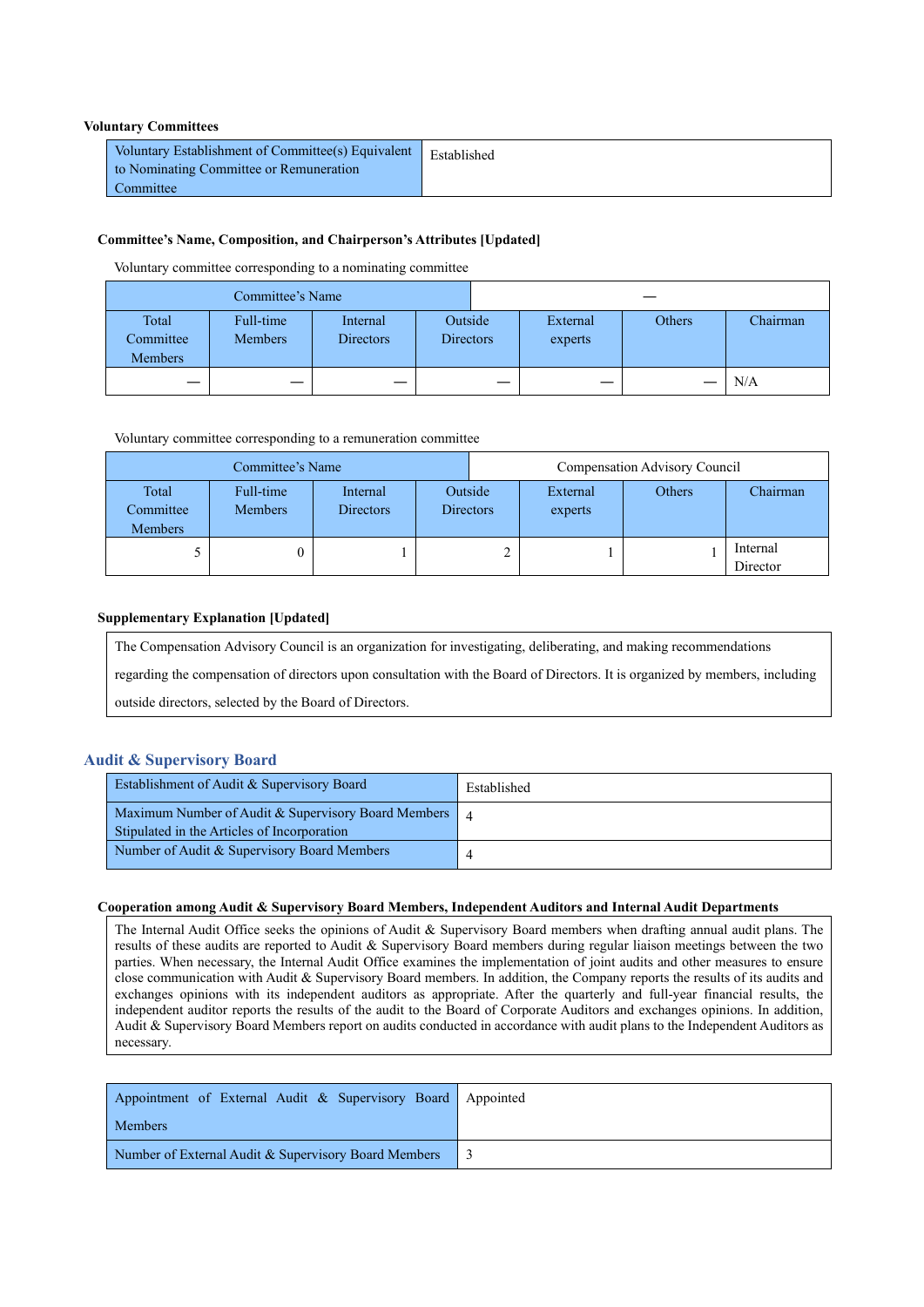**Voluntary Committees**

| Voluntary Establishment of Committee(s) Equivalent to Nominating Committee or Remuneration Committee | Established |
|---|---|

**Committee's Name, Composition, and Chairperson's Attributes [Updated]**

Voluntary committee corresponding to a nominating committee

| Committee's Name | | | | — | | |
|---|---|---|---|---|---|---|
| Total Committee Members | Full-time Members | Internal Directors | Outside Directors | External experts | Others | Chairman |
| — | — | — | — | — | — | N/A |

Voluntary committee corresponding to a remuneration committee

| Committee's Name | | | | Compensation Advisory Council | | |
|---|---|---|---|---|---|---|
| Total Committee Members | Full-time Members | Internal Directors | Outside Directors | External experts | Others | Chairman |
| 5 | 0 | 1 | 2 | 1 | 1 | Internal Director |

**Supplementary Explanation [Updated]**

The Compensation Advisory Council is an organization for investigating, deliberating, and making recommendations regarding the compensation of directors upon consultation with the Board of Directors. It is organized by members, including outside directors, selected by the Board of Directors.

## Audit & Supervisory Board

| Establishment of Audit & Supervisory Board | Established |
|---|---|
| Maximum Number of Audit & Supervisory Board Members Stipulated in the Articles of Incorporation | 4 |
| Number of Audit & Supervisory Board Members | 4 |

**Cooperation among Audit & Supervisory Board Members, Independent Auditors and Internal Audit Departments**

The Internal Audit Office seeks the opinions of Audit & Supervisory Board members when drafting annual audit plans. The results of these audits are reported to Audit & Supervisory Board members during regular liaison meetings between the two parties. When necessary, the Internal Audit Office examines the implementation of joint audits and other measures to ensure close communication with Audit & Supervisory Board members. In addition, the Company reports the results of its audits and exchanges opinions with its independent auditors as appropriate. After the quarterly and full-year financial results, the independent auditor reports the results of the audit to the Board of Corporate Auditors and exchanges opinions. In addition, Audit & Supervisory Board Members report on audits conducted in accordance with audit plans to the Independent Auditors as necessary.

| Appointment of External Audit & Supervisory Board Members | Appointed |
|---|---|
| Number of External Audit & Supervisory Board Members | 3 |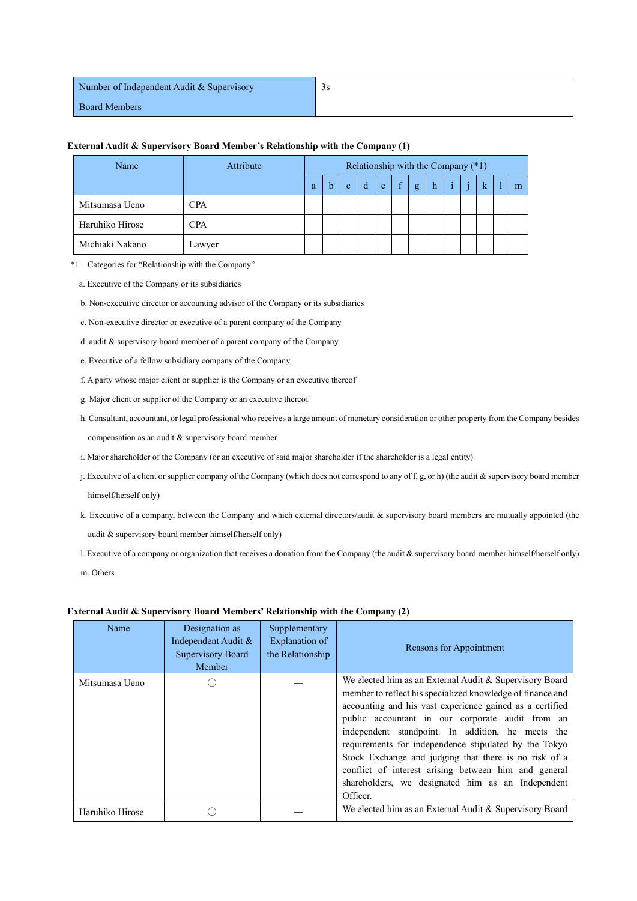| Number of Independent Audit & Supervisory Board Members | 3s |
|---|---|

**External Audit & Supervisory Board Member's Relationship with the Company (1)**

| Name | Attribute | Relationship with the Company (*1) | | | | | | | | | | | | |
|---|---|---|---|---|---|---|---|---|---|---|---|---|---|---|
| | | a | b | c | d | e | f | g | h | i | j | k | l | m |
| Mitsumasa Ueno | CPA | | | | | | | | | | | | | |
| Haruhiko Hirose | CPA | | | | | | | | | | | | | |
| Michiaki Nakano | Lawyer | | | | | | | | | | | | | |

*1 Categories for "Relationship with the Company"

a. Executive of the Company or its subsidiaries

b. Non-executive director or accounting advisor of the Company or its subsidiaries

c. Non-executive director or executive of a parent company of the Company

d. audit & supervisory board member of a parent company of the Company

e. Executive of a fellow subsidiary company of the Company

f. A party whose major client or supplier is the Company or an executive thereof

g. Major client or supplier of the Company or an executive thereof

h. Consultant, accountant, or legal professional who receives a large amount of monetary consideration or other property from the Company besides compensation as an audit & supervisory board member

i. Major shareholder of the Company (or an executive of said major shareholder if the shareholder is a legal entity)

j. Executive of a client or supplier company of the Company (which does not correspond to any of f, g, or h) (the audit & supervisory board member himself/herself only)

k. Executive of a company, between the Company and which external directors/audit & supervisory board members are mutually appointed (the audit & supervisory board member himself/herself only)

l. Executive of a company or organization that receives a donation from the Company (the audit & supervisory board member himself/herself only)

m. Others

**External Audit & Supervisory Board Members' Relationship with the Company (2)**

| Name | Designation as Independent Audit & Supervisory Board Member | Supplementary Explanation of the Relationship | Reasons for Appointment |
|---|---|---|---|
| Mitsumasa Ueno | ○ | — | We elected him as an External Audit & Supervisory Board member to reflect his specialized knowledge of finance and accounting and his vast experience gained as a certified public accountant in our corporate audit from an independent standpoint. In addition, he meets the requirements for independence stipulated by the Tokyo Stock Exchange and judging that there is no risk of a conflict of interest arising between him and general shareholders, we designated him as an Independent Officer. |
| Haruhiko Hirose | ○ | — | We elected him as an External Audit & Supervisory Board |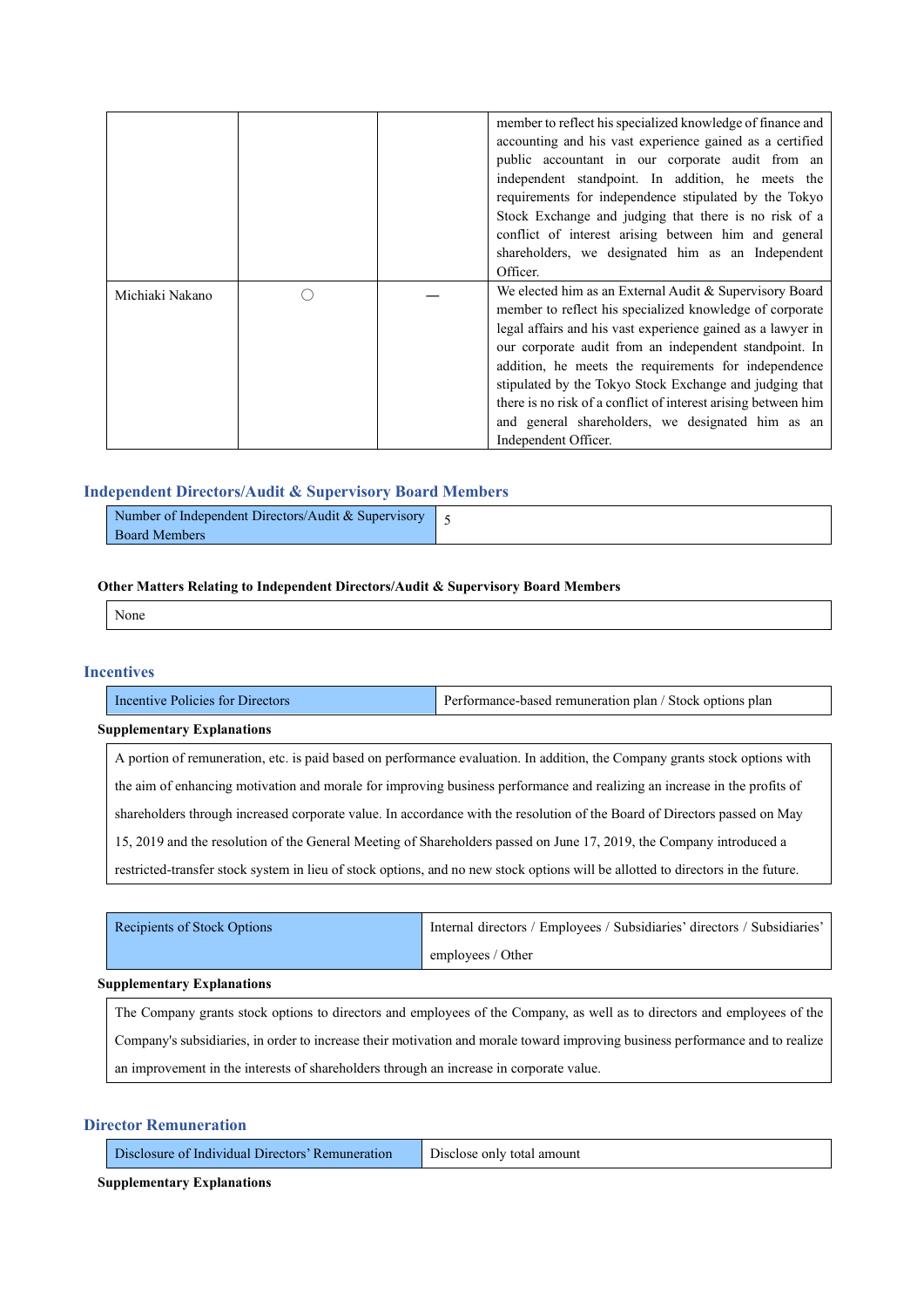|  |  |  |  |
|---|---|---|---|
|  |  |  | member to reflect his specialized knowledge of finance and accounting and his vast experience gained as a certified public accountant in our corporate audit from an independent standpoint. In addition, he meets the requirements for independence stipulated by the Tokyo Stock Exchange and judging that there is no risk of a conflict of interest arising between him and general shareholders, we designated him as an Independent Officer. |
| Michiaki Nakano | ○ | ― | We elected him as an External Audit & Supervisory Board member to reflect his specialized knowledge of corporate legal affairs and his vast experience gained as a lawyer in our corporate audit from an independent standpoint. In addition, he meets the requirements for independence stipulated by the Tokyo Stock Exchange and judging that there is no risk of a conflict of interest arising between him and general shareholders, we designated him as an Independent Officer. |

## Independent Directors/Audit & Supervisory Board Members

| Number of Independent Directors/Audit & Supervisory Board Members | 5 |
|---|---|

**Other Matters Relating to Independent Directors/Audit & Supervisory Board Members**

None

## Incentives

| Incentive Policies for Directors | Performance-based remuneration plan / Stock options plan |
|---|---|

**Supplementary Explanations**

A portion of remuneration, etc. is paid based on performance evaluation. In addition, the Company grants stock options with the aim of enhancing motivation and morale for improving business performance and realizing an increase in the profits of shareholders through increased corporate value. In accordance with the resolution of the Board of Directors passed on May 15, 2019 and the resolution of the General Meeting of Shareholders passed on June 17, 2019, the Company introduced a restricted-transfer stock system in lieu of stock options, and no new stock options will be allotted to directors in the future.

| Recipients of Stock Options | Internal directors / Employees / Subsidiaries' directors / Subsidiaries' employees / Other |
|---|---|

**Supplementary Explanations**

The Company grants stock options to directors and employees of the Company, as well as to directors and employees of the Company's subsidiaries, in order to increase their motivation and morale toward improving business performance and to realize an improvement in the interests of shareholders through an increase in corporate value.

## Director Remuneration

| Disclosure of Individual Directors' Remuneration | Disclose only total amount |
|---|---|

**Supplementary Explanations**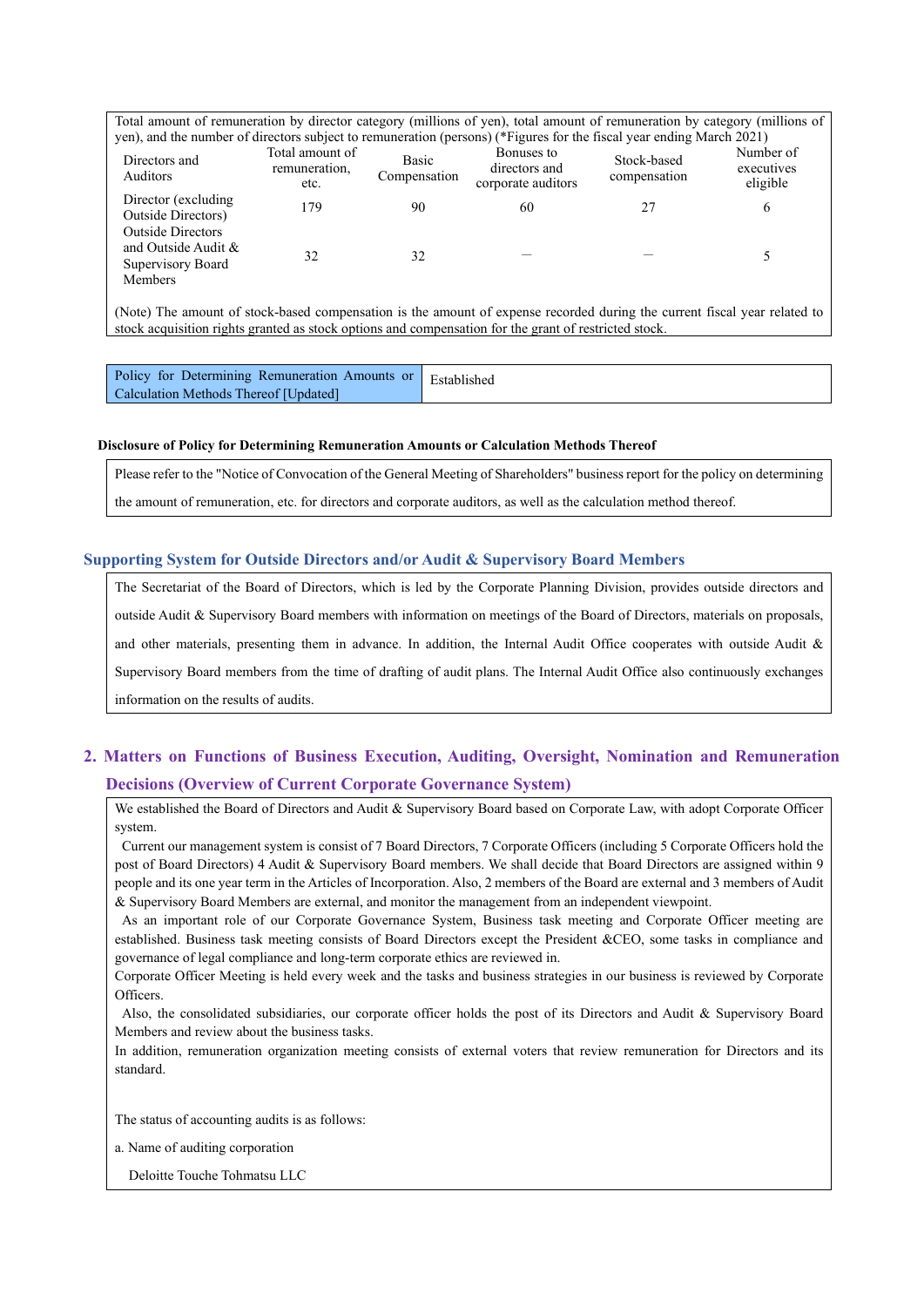Total amount of remuneration by director category (millions of yen), total amount of remuneration by category (millions of yen), and the number of directors subject to remuneration (persons) (*Figures for the fiscal year ending March 2021)

| Directors and Auditors | Total amount of remuneration, etc. | Basic Compensation | Bonuses to directors and corporate auditors | Stock-based compensation | Number of executives eligible |
|---|---|---|---|---|---|
| Director (excluding Outside Directors) | 179 | 90 | 60 | 27 | 6 |
| Outside Directors and Outside Audit & Supervisory Board Members | 32 | 32 | — | — | 5 |

(Note) The amount of stock-based compensation is the amount of expense recorded during the current fiscal year related to stock acquisition rights granted as stock options and compensation for the grant of restricted stock.

| Policy for Determining Remuneration Amounts or Calculation Methods Thereof [Updated] | Established |
|---|---|

**Disclosure of Policy for Determining Remuneration Amounts or Calculation Methods Thereof**

Please refer to the "Notice of Convocation of the General Meeting of Shareholders" business report for the policy on determining the amount of remuneration, etc. for directors and corporate auditors, as well as the calculation method thereof.

### Supporting System for Outside Directors and/or Audit & Supervisory Board Members

The Secretariat of the Board of Directors, which is led by the Corporate Planning Division, provides outside directors and outside Audit & Supervisory Board members with information on meetings of the Board of Directors, materials on proposals, and other materials, presenting them in advance. In addition, the Internal Audit Office cooperates with outside Audit & Supervisory Board members from the time of drafting of audit plans. The Internal Audit Office also continuously exchanges information on the results of audits.

## 2. Matters on Functions of Business Execution, Auditing, Oversight, Nomination and Remuneration Decisions (Overview of Current Corporate Governance System)

We established the Board of Directors and Audit & Supervisory Board based on Corporate Law, with adopt Corporate Officer system.

Current our management system is consist of 7 Board Directors, 7 Corporate Officers (including 5 Corporate Officers hold the post of Board Directors) 4 Audit & Supervisory Board members. We shall decide that Board Directors are assigned within 9 people and its one year term in the Articles of Incorporation. Also, 2 members of the Board are external and 3 members of Audit & Supervisory Board Members are external, and monitor the management from an independent viewpoint.

As an important role of our Corporate Governance System, Business task meeting and Corporate Officer meeting are established. Business task meeting consists of Board Directors except the President &CEO, some tasks in compliance and governance of legal compliance and long-term corporate ethics are reviewed in.

Corporate Officer Meeting is held every week and the tasks and business strategies in our business is reviewed by Corporate Officers.

Also, the consolidated subsidiaries, our corporate officer holds the post of its Directors and Audit & Supervisory Board Members and review about the business tasks.

In addition, remuneration organization meeting consists of external voters that review remuneration for Directors and its standard.

The status of accounting audits is as follows:

a. Name of auditing corporation

Deloitte Touche Tohmatsu LLC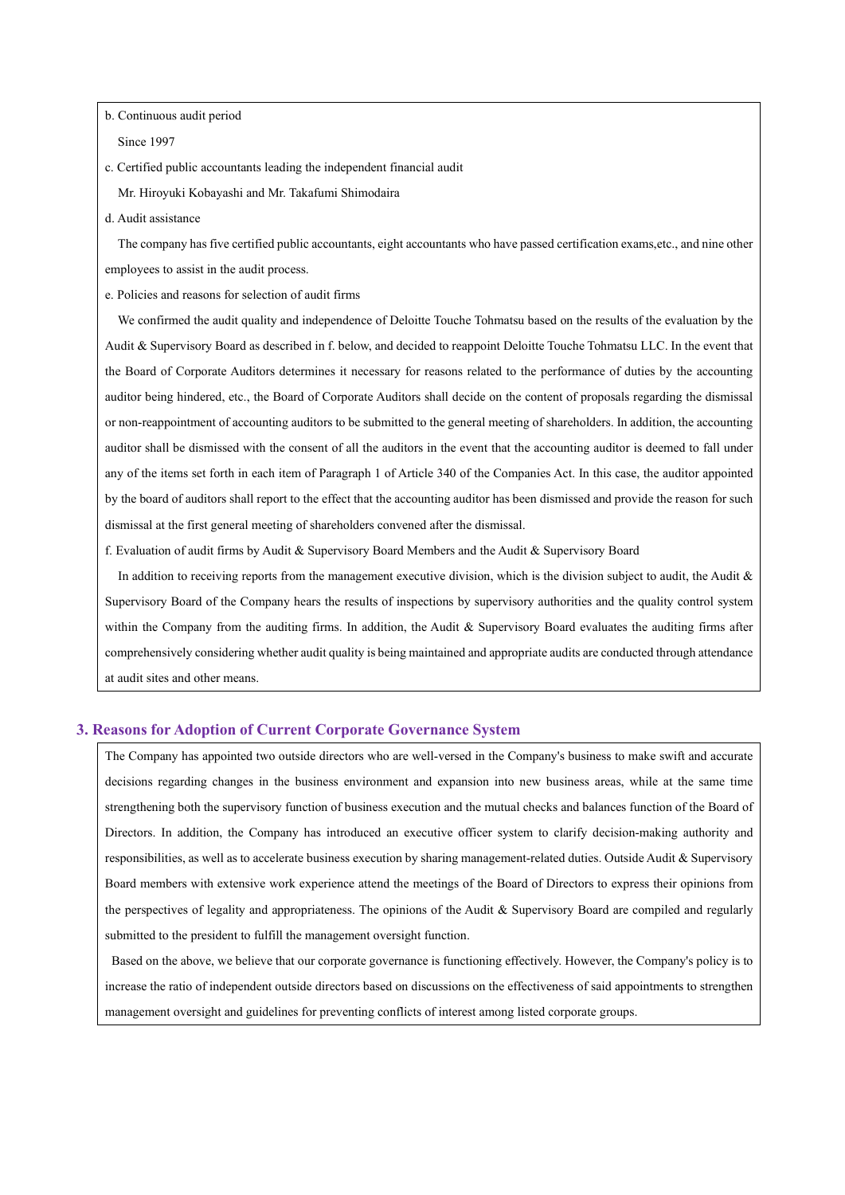b. Continuous audit period

Since 1997

c. Certified public accountants leading the independent financial audit

Mr. Hiroyuki Kobayashi and Mr. Takafumi Shimodaira

d. Audit assistance

The company has five certified public accountants, eight accountants who have passed certification exams,etc., and nine other employees to assist in the audit process.

e. Policies and reasons for selection of audit firms

We confirmed the audit quality and independence of Deloitte Touche Tohmatsu based on the results of the evaluation by the Audit & Supervisory Board as described in f. below, and decided to reappoint Deloitte Touche Tohmatsu LLC. In the event that the Board of Corporate Auditors determines it necessary for reasons related to the performance of duties by the accounting auditor being hindered, etc., the Board of Corporate Auditors shall decide on the content of proposals regarding the dismissal or non-reappointment of accounting auditors to be submitted to the general meeting of shareholders. In addition, the accounting auditor shall be dismissed with the consent of all the auditors in the event that the accounting auditor is deemed to fall under any of the items set forth in each item of Paragraph 1 of Article 340 of the Companies Act. In this case, the auditor appointed by the board of auditors shall report to the effect that the accounting auditor has been dismissed and provide the reason for such dismissal at the first general meeting of shareholders convened after the dismissal.

f. Evaluation of audit firms by Audit & Supervisory Board Members and the Audit & Supervisory Board

In addition to receiving reports from the management executive division, which is the division subject to audit, the Audit & Supervisory Board of the Company hears the results of inspections by supervisory authorities and the quality control system within the Company from the auditing firms. In addition, the Audit & Supervisory Board evaluates the auditing firms after comprehensively considering whether audit quality is being maintained and appropriate audits are conducted through attendance at audit sites and other means.

## 3. Reasons for Adoption of Current Corporate Governance System

The Company has appointed two outside directors who are well-versed in the Company's business to make swift and accurate decisions regarding changes in the business environment and expansion into new business areas, while at the same time strengthening both the supervisory function of business execution and the mutual checks and balances function of the Board of Directors. In addition, the Company has introduced an executive officer system to clarify decision-making authority and responsibilities, as well as to accelerate business execution by sharing management-related duties. Outside Audit & Supervisory Board members with extensive work experience attend the meetings of the Board of Directors to express their opinions from the perspectives of legality and appropriateness. The opinions of the Audit & Supervisory Board are compiled and regularly submitted to the president to fulfill the management oversight function.

Based on the above, we believe that our corporate governance is functioning effectively. However, the Company's policy is to increase the ratio of independent outside directors based on discussions on the effectiveness of said appointments to strengthen management oversight and guidelines for preventing conflicts of interest among listed corporate groups.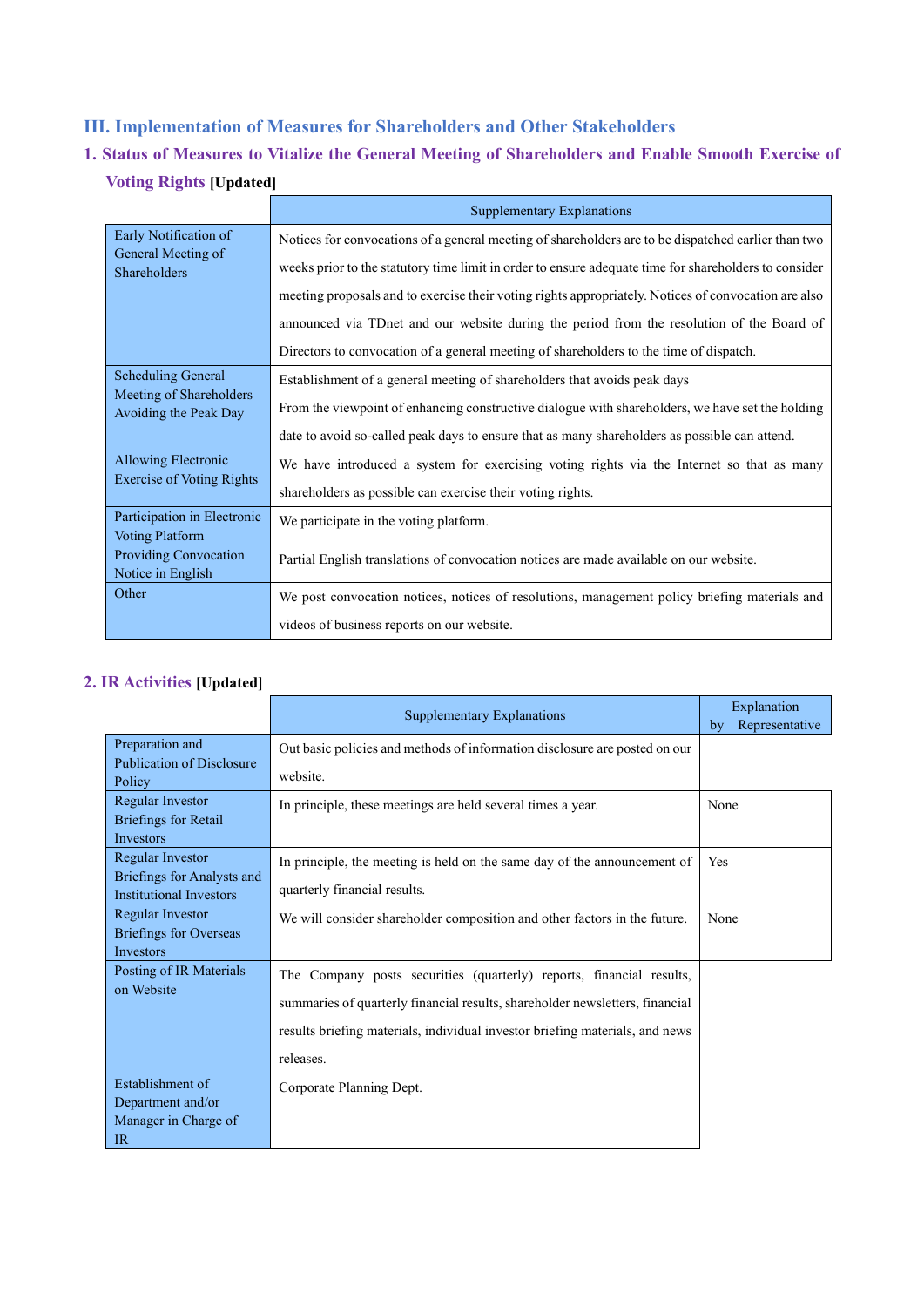## III. Implementation of Measures for Shareholders and Other Stakeholders

### 1. Status of Measures to Vitalize the General Meeting of Shareholders and Enable Smooth Exercise of Voting Rights [Updated]

| | Supplementary Explanations |
|---|---|
| Early Notification of General Meeting of Shareholders | Notices for convocations of a general meeting of shareholders are to be dispatched earlier than two weeks prior to the statutory time limit in order to ensure adequate time for shareholders to consider meeting proposals and to exercise their voting rights appropriately. Notices of convocation are also announced via TDnet and our website during the period from the resolution of the Board of Directors to convocation of a general meeting of shareholders to the time of dispatch. |
| Scheduling General Meeting of Shareholders Avoiding the Peak Day | Establishment of a general meeting of shareholders that avoids peak days<br>From the viewpoint of enhancing constructive dialogue with shareholders, we have set the holding date to avoid so-called peak days to ensure that as many shareholders as possible can attend. |
| Allowing Electronic Exercise of Voting Rights | We have introduced a system for exercising voting rights via the Internet so that as many shareholders as possible can exercise their voting rights. |
| Participation in Electronic Voting Platform | We participate in the voting platform. |
| Providing Convocation Notice in English | Partial English translations of convocation notices are made available on our website. |
| Other | We post convocation notices, notices of resolutions, management policy briefing materials and videos of business reports on our website. |

### 2. IR Activities [Updated]

| | Supplementary Explanations | Explanation by Representative |
|---|---|---|
| Preparation and Publication of Disclosure Policy | Out basic policies and methods of information disclosure are posted on our website. | |
| Regular Investor Briefings for Retail Investors | In principle, these meetings are held several times a year. | None |
| Regular Investor Briefings for Analysts and Institutional Investors | In principle, the meeting is held on the same day of the announcement of quarterly financial results. | Yes |
| Regular Investor Briefings for Overseas Investors | We will consider shareholder composition and other factors in the future. | None |
| Posting of IR Materials on Website | The Company posts securities (quarterly) reports, financial results, summaries of quarterly financial results, shareholder newsletters, financial results briefing materials, individual investor briefing materials, and news releases. | |
| Establishment of Department and/or Manager in Charge of IR | Corporate Planning Dept. | |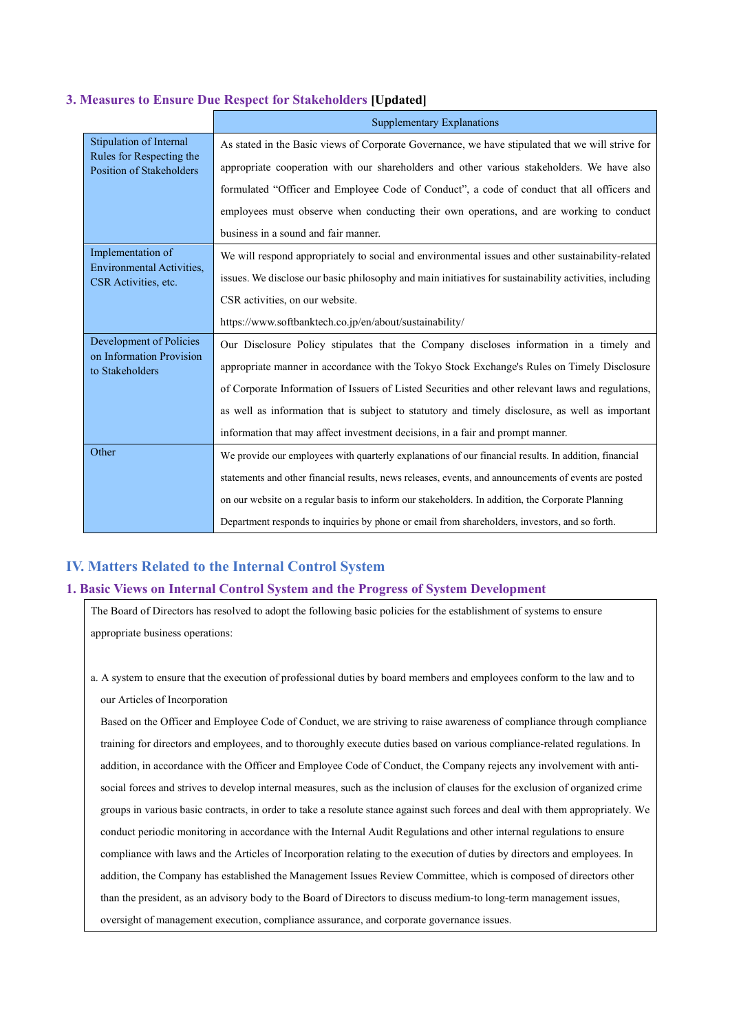### 3. Measures to Ensure Due Respect for Stakeholders **[Updated]**

| | Supplementary Explanations |
|---|---|
| Stipulation of Internal Rules for Respecting the Position of Stakeholders | As stated in the Basic views of Corporate Governance, we have stipulated that we will strive for appropriate cooperation with our shareholders and other various stakeholders. We have also formulated "Officer and Employee Code of Conduct", a code of conduct that all officers and employees must observe when conducting their own operations, and are working to conduct business in a sound and fair manner. |
| Implementation of Environmental Activities, CSR Activities, etc. | We will respond appropriately to social and environmental issues and other sustainability-related issues. We disclose our basic philosophy and main initiatives for sustainability activities, including CSR activities, on our website.<br>https://www.softbanktech.co.jp/en/about/sustainability/ |
| Development of Policies on Information Provision to Stakeholders | Our Disclosure Policy stipulates that the Company discloses information in a timely and appropriate manner in accordance with the Tokyo Stock Exchange's Rules on Timely Disclosure of Corporate Information of Issuers of Listed Securities and other relevant laws and regulations, as well as information that is subject to statutory and timely disclosure, as well as important information that may affect investment decisions, in a fair and prompt manner. |
| Other | We provide our employees with quarterly explanations of our financial results. In addition, financial statements and other financial results, news releases, events, and announcements of events are posted on our website on a regular basis to inform our stakeholders. In addition, the Corporate Planning Department responds to inquiries by phone or email from shareholders, investors, and so forth. |

## IV. Matters Related to the Internal Control System

### 1. Basic Views on Internal Control System and the Progress of System Development

The Board of Directors has resolved to adopt the following basic policies for the establishment of systems to ensure appropriate business operations:

a. A system to ensure that the execution of professional duties by board members and employees conform to the law and to our Articles of Incorporation

Based on the Officer and Employee Code of Conduct, we are striving to raise awareness of compliance through compliance training for directors and employees, and to thoroughly execute duties based on various compliance-related regulations. In addition, in accordance with the Officer and Employee Code of Conduct, the Company rejects any involvement with anti-social forces and strives to develop internal measures, such as the inclusion of clauses for the exclusion of organized crime groups in various basic contracts, in order to take a resolute stance against such forces and deal with them appropriately. We conduct periodic monitoring in accordance with the Internal Audit Regulations and other internal regulations to ensure compliance with laws and the Articles of Incorporation relating to the execution of duties by directors and employees. In addition, the Company has established the Management Issues Review Committee, which is composed of directors other than the president, as an advisory body to the Board of Directors to discuss medium-to long-term management issues, oversight of management execution, compliance assurance, and corporate governance issues.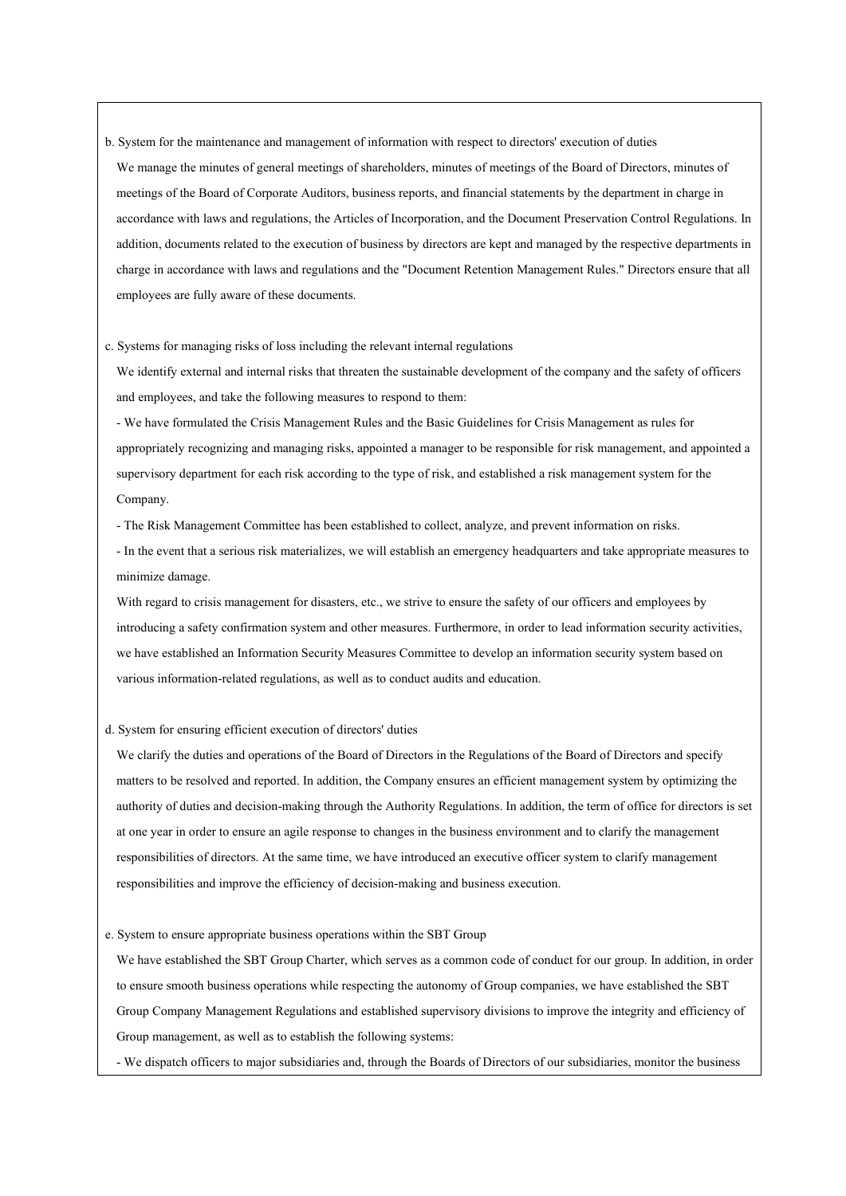b. System for the maintenance and management of information with respect to directors' execution of duties

We manage the minutes of general meetings of shareholders, minutes of meetings of the Board of Directors, minutes of meetings of the Board of Corporate Auditors, business reports, and financial statements by the department in charge in accordance with laws and regulations, the Articles of Incorporation, and the Document Preservation Control Regulations. In addition, documents related to the execution of business by directors are kept and managed by the respective departments in charge in accordance with laws and regulations and the "Document Retention Management Rules." Directors ensure that all employees are fully aware of these documents.

c. Systems for managing risks of loss including the relevant internal regulations

We identify external and internal risks that threaten the sustainable development of the company and the safety of officers and employees, and take the following measures to respond to them:

- We have formulated the Crisis Management Rules and the Basic Guidelines for Crisis Management as rules for appropriately recognizing and managing risks, appointed a manager to be responsible for risk management, and appointed a supervisory department for each risk according to the type of risk, and established a risk management system for the Company.
- The Risk Management Committee has been established to collect, analyze, and prevent information on risks.
- In the event that a serious risk materializes, we will establish an emergency headquarters and take appropriate measures to minimize damage.

With regard to crisis management for disasters, etc., we strive to ensure the safety of our officers and employees by introducing a safety confirmation system and other measures. Furthermore, in order to lead information security activities, we have established an Information Security Measures Committee to develop an information security system based on various information-related regulations, as well as to conduct audits and education.

d. System for ensuring efficient execution of directors' duties

We clarify the duties and operations of the Board of Directors in the Regulations of the Board of Directors and specify matters to be resolved and reported. In addition, the Company ensures an efficient management system by optimizing the authority of duties and decision-making through the Authority Regulations. In addition, the term of office for directors is set at one year in order to ensure an agile response to changes in the business environment and to clarify the management responsibilities of directors. At the same time, we have introduced an executive officer system to clarify management responsibilities and improve the efficiency of decision-making and business execution.

e. System to ensure appropriate business operations within the SBT Group

We have established the SBT Group Charter, which serves as a common code of conduct for our group. In addition, in order to ensure smooth business operations while respecting the autonomy of Group companies, we have established the SBT Group Company Management Regulations and established supervisory divisions to improve the integrity and efficiency of Group management, as well as to establish the following systems:

- We dispatch officers to major subsidiaries and, through the Boards of Directors of our subsidiaries, monitor the business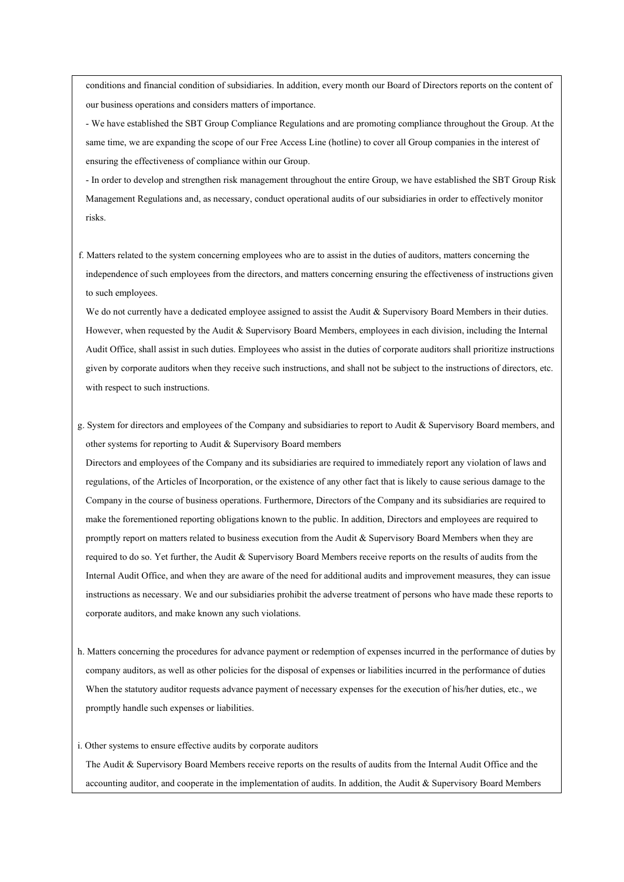conditions and financial condition of subsidiaries. In addition, every month our Board of Directors reports on the content of our business operations and considers matters of importance.

- We have established the SBT Group Compliance Regulations and are promoting compliance throughout the Group. At the same time, we are expanding the scope of our Free Access Line (hotline) to cover all Group companies in the interest of ensuring the effectiveness of compliance within our Group.
- In order to develop and strengthen risk management throughout the entire Group, we have established the SBT Group Risk Management Regulations and, as necessary, conduct operational audits of our subsidiaries in order to effectively monitor risks.

f. Matters related to the system concerning employees who are to assist in the duties of auditors, matters concerning the independence of such employees from the directors, and matters concerning ensuring the effectiveness of instructions given to such employees.

We do not currently have a dedicated employee assigned to assist the Audit & Supervisory Board Members in their duties. However, when requested by the Audit & Supervisory Board Members, employees in each division, including the Internal Audit Office, shall assist in such duties. Employees who assist in the duties of corporate auditors shall prioritize instructions given by corporate auditors when they receive such instructions, and shall not be subject to the instructions of directors, etc. with respect to such instructions.

g. System for directors and employees of the Company and subsidiaries to report to Audit & Supervisory Board members, and other systems for reporting to Audit & Supervisory Board members

Directors and employees of the Company and its subsidiaries are required to immediately report any violation of laws and regulations, of the Articles of Incorporation, or the existence of any other fact that is likely to cause serious damage to the Company in the course of business operations. Furthermore, Directors of the Company and its subsidiaries are required to make the forementioned reporting obligations known to the public. In addition, Directors and employees are required to promptly report on matters related to business execution from the Audit & Supervisory Board Members when they are required to do so. Yet further, the Audit & Supervisory Board Members receive reports on the results of audits from the Internal Audit Office, and when they are aware of the need for additional audits and improvement measures, they can issue instructions as necessary. We and our subsidiaries prohibit the adverse treatment of persons who have made these reports to corporate auditors, and make known any such violations.

h. Matters concerning the procedures for advance payment or redemption of expenses incurred in the performance of duties by company auditors, as well as other policies for the disposal of expenses or liabilities incurred in the performance of duties

When the statutory auditor requests advance payment of necessary expenses for the execution of his/her duties, etc., we promptly handle such expenses or liabilities.

i. Other systems to ensure effective audits by corporate auditors

The Audit & Supervisory Board Members receive reports on the results of audits from the Internal Audit Office and the accounting auditor, and cooperate in the implementation of audits. In addition, the Audit & Supervisory Board Members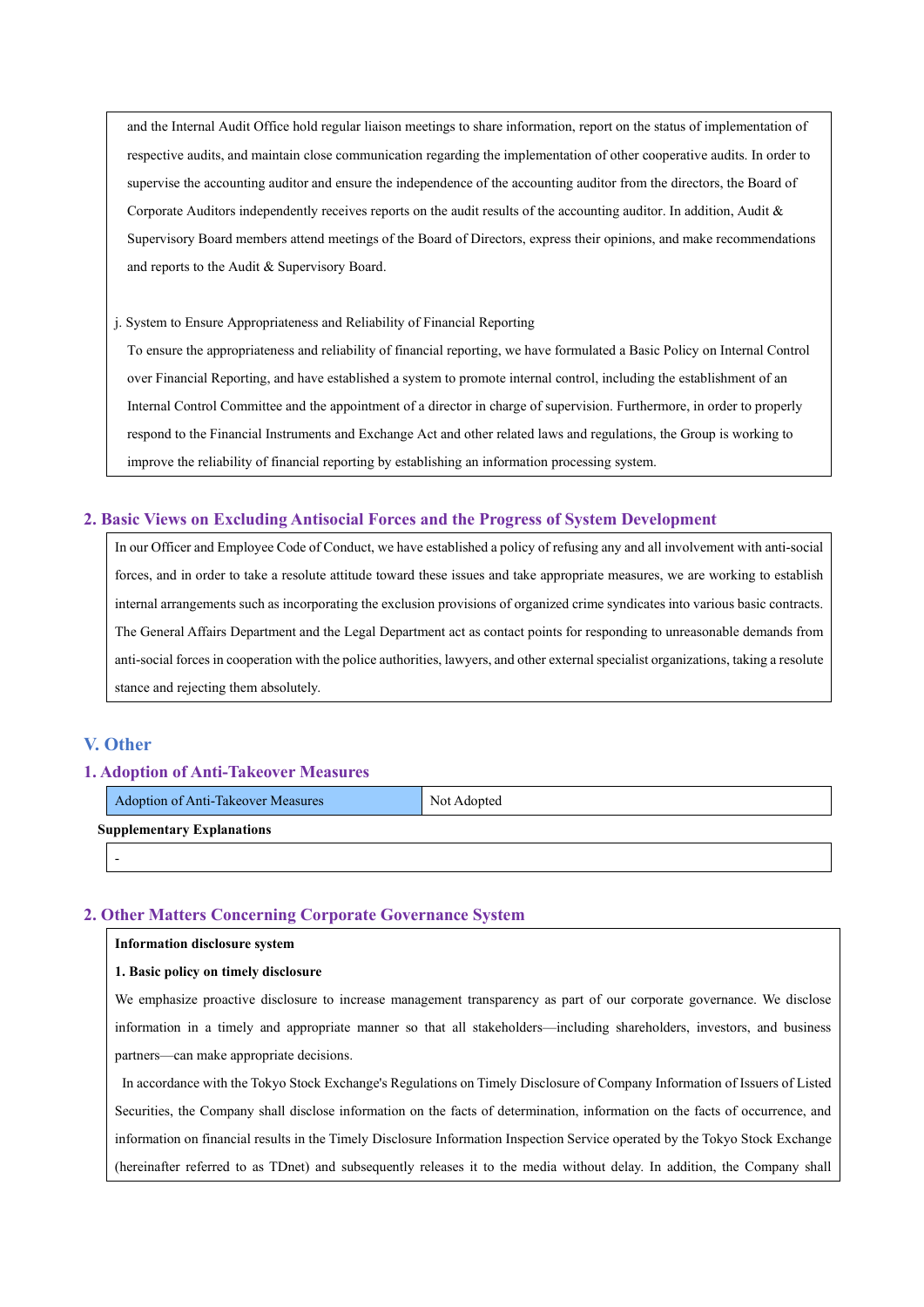and the Internal Audit Office hold regular liaison meetings to share information, report on the status of implementation of respective audits, and maintain close communication regarding the implementation of other cooperative audits. In order to supervise the accounting auditor and ensure the independence of the accounting auditor from the directors, the Board of Corporate Auditors independently receives reports on the audit results of the accounting auditor. In addition, Audit & Supervisory Board members attend meetings of the Board of Directors, express their opinions, and make recommendations and reports to the Audit & Supervisory Board.

j. System to Ensure Appropriateness and Reliability of Financial Reporting

To ensure the appropriateness and reliability of financial reporting, we have formulated a Basic Policy on Internal Control over Financial Reporting, and have established a system to promote internal control, including the establishment of an Internal Control Committee and the appointment of a director in charge of supervision. Furthermore, in order to properly respond to the Financial Instruments and Exchange Act and other related laws and regulations, the Group is working to improve the reliability of financial reporting by establishing an information processing system.

## 2. Basic Views on Excluding Antisocial Forces and the Progress of System Development

In our Officer and Employee Code of Conduct, we have established a policy of refusing any and all involvement with anti-social forces, and in order to take a resolute attitude toward these issues and take appropriate measures, we are working to establish internal arrangements such as incorporating the exclusion provisions of organized crime syndicates into various basic contracts. The General Affairs Department and the Legal Department act as contact points for responding to unreasonable demands from anti-social forces in cooperation with the police authorities, lawyers, and other external specialist organizations, taking a resolute stance and rejecting them absolutely.

# V. Other

## 1. Adoption of Anti-Takeover Measures

| Adoption of Anti-Takeover Measures | Not Adopted |
|---|---|

**Supplementary Explanations**

-

## 2. Other Matters Concerning Corporate Governance System

**Information disclosure system**

**1. Basic policy on timely disclosure**

We emphasize proactive disclosure to increase management transparency as part of our corporate governance. We disclose information in a timely and appropriate manner so that all stakeholders—including shareholders, investors, and business partners—can make appropriate decisions.

In accordance with the Tokyo Stock Exchange's Regulations on Timely Disclosure of Company Information of Issuers of Listed Securities, the Company shall disclose information on the facts of determination, information on the facts of occurrence, and information on financial results in the Timely Disclosure Information Inspection Service operated by the Tokyo Stock Exchange (hereinafter referred to as TDnet) and subsequently releases it to the media without delay. In addition, the Company shall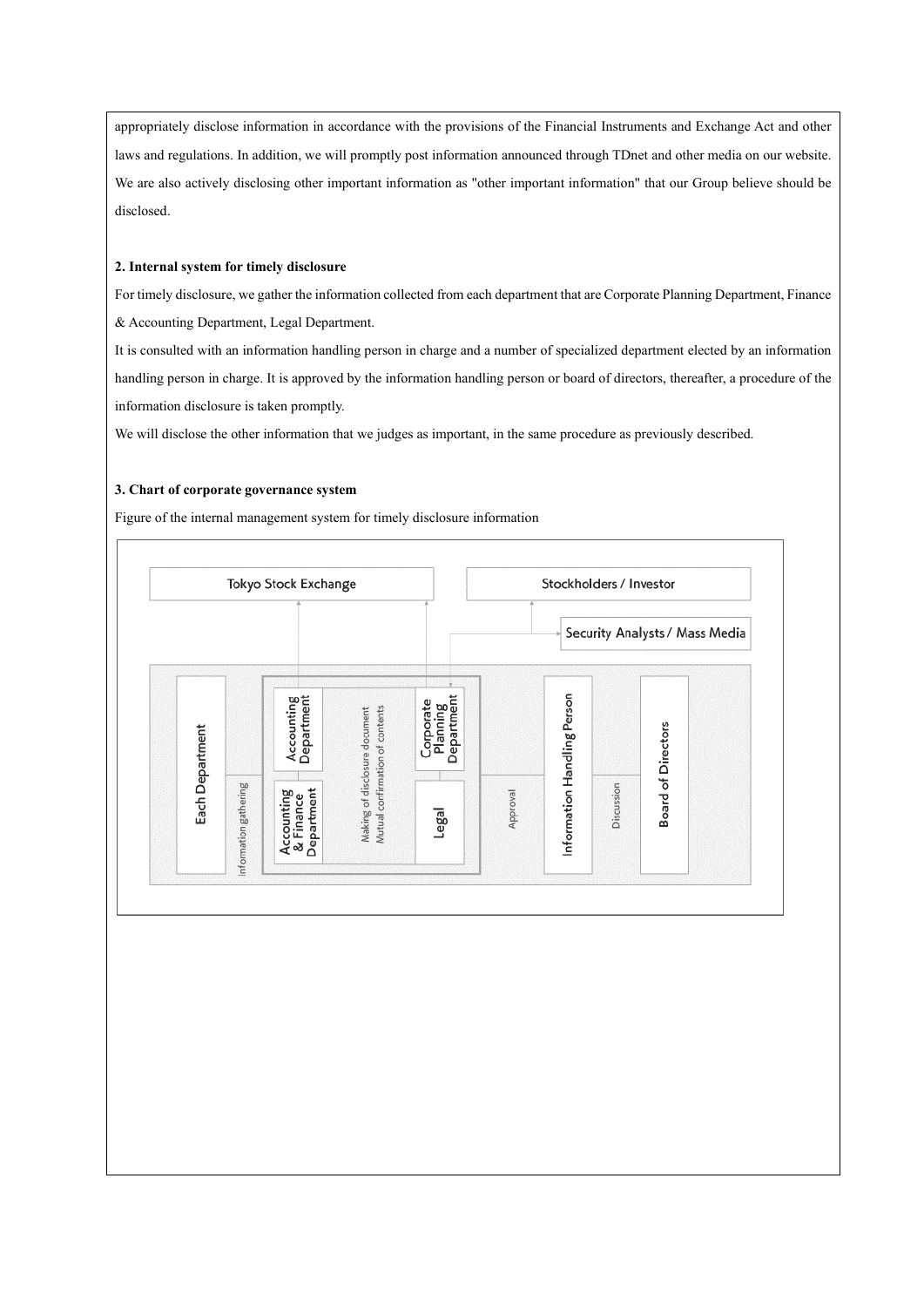appropriately disclose information in accordance with the provisions of the Financial Instruments and Exchange Act and other laws and regulations. In addition, we will promptly post information announced through TDnet and other media on our website. We are also actively disclosing other important information as "other important information" that our Group believe should be disclosed.

**2. Internal system for timely disclosure**

For timely disclosure, we gather the information collected from each department that are Corporate Planning Department, Finance & Accounting Department, Legal Department.

It is consulted with an information handling person in charge and a number of specialized department elected by an information handling person in charge. It is approved by the information handling person or board of directors, thereafter, a procedure of the information disclosure is taken promptly.

We will disclose the other information that we judges as important, in the same procedure as previously described.

**3. Chart of corporate governance system**

Figure of the internal management system for timely disclosure information

Tokyo Stock Exchange

Stockholders / Investor

Security Analysts / Mass Media

Each Department

Information gathering

Accounting Department

Accounting & Finance Department

Making of disclosure document
Mutual confirmation of contents

Corporate Planning Department

Legal

Approval

Information Handling Person

Discussion

Board of Directors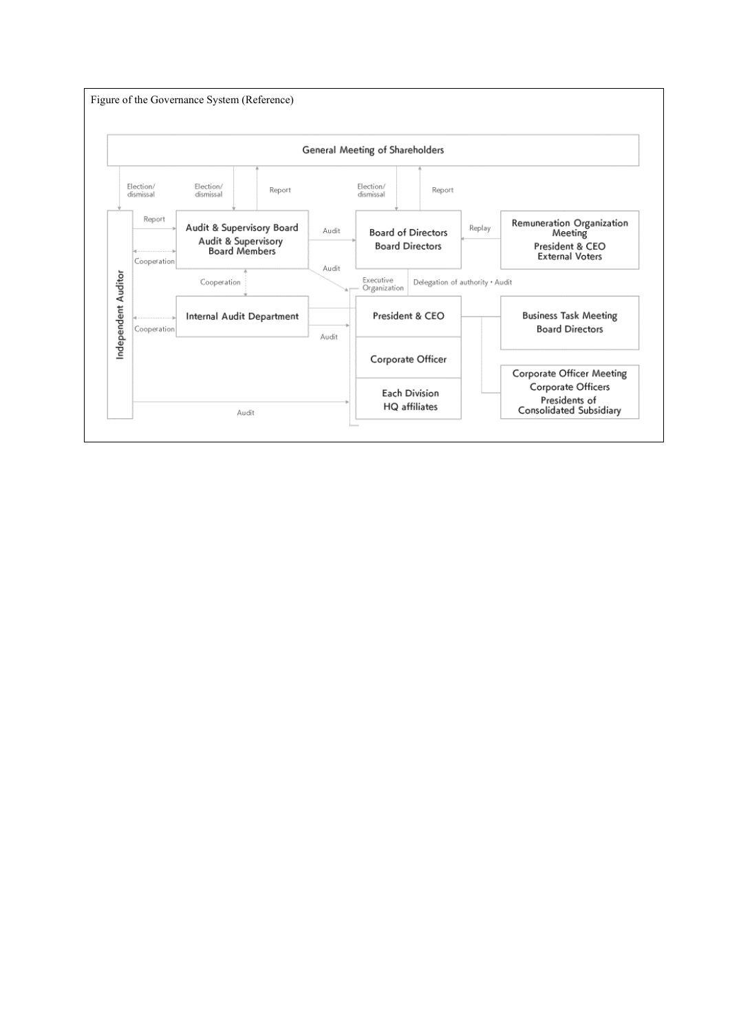Figure of the Governance System (Reference)

General Meeting of Shareholders

Election/dismissal

Election/dismissal

Report

Election/dismissal

Report

Independent Auditor

Report

Cooperation

Cooperation

Audit & Supervisory Board
Audit & Supervisory Board Members

Audit

Audit

Cooperation

Internal Audit Department

Audit

Board of Directors
Board Directors

Replay

Remuneration Organization Meeting
President & CEO
External Voters

Executive Organization

Delegation of authority・Audit

President & CEO

Corporate Officer

Each Division
HQ affiliates

Business Task Meeting
Board Directors

Corporate Officer Meeting
Corporate Officers
Presidents of Consolidated Subsidiary

Audit